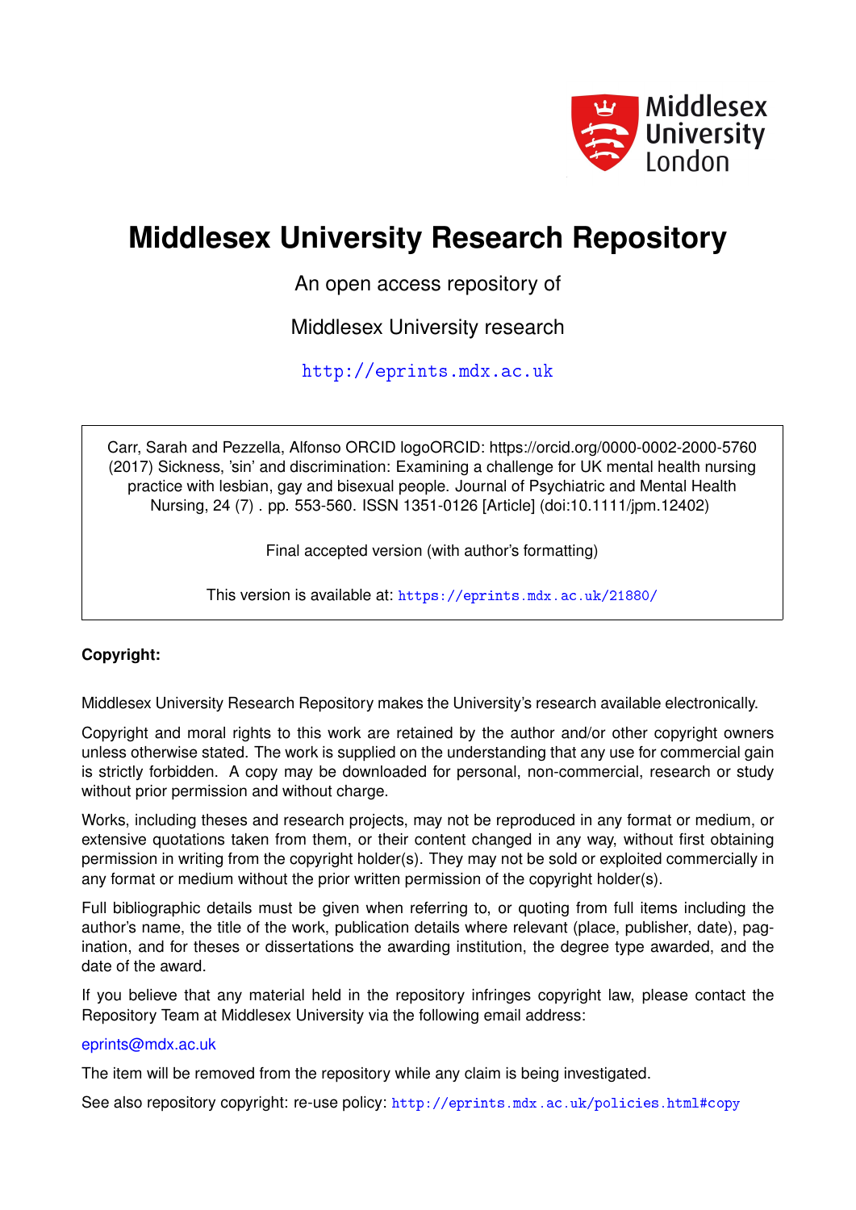Middlesex University London

# Middlesex University Research Repository

An open access repository of

Middlesex University research

http://eprints.mdx.ac.uk

Carr, Sarah and Pezzella, Alfonso ORCID logoORCID: https://orcid.org/0000-0002-2000-5760 (2017) Sickness, 'sin' and discrimination: Examining a challenge for UK mental health nursing practice with lesbian, gay and bisexual people. Journal of Psychiatric and Mental Health Nursing, 24 (7) . pp. 553-560. ISSN 1351-0126 [Article] (doi:10.1111/jpm.12402)

Final accepted version (with author's formatting)

This version is available at: https://eprints.mdx.ac.uk/21880/

**Copyright:**

Middlesex University Research Repository makes the University's research available electronically.

Copyright and moral rights to this work are retained by the author and/or other copyright owners unless otherwise stated. The work is supplied on the understanding that any use for commercial gain is strictly forbidden. A copy may be downloaded for personal, non-commercial, research or study without prior permission and without charge.

Works, including theses and research projects, may not be reproduced in any format or medium, or extensive quotations taken from them, or their content changed in any way, without first obtaining permission in writing from the copyright holder(s). They may not be sold or exploited commercially in any format or medium without the prior written permission of the copyright holder(s).

Full bibliographic details must be given when referring to, or quoting from full items including the author's name, the title of the work, publication details where relevant (place, publisher, date), pagination, and for theses or dissertations the awarding institution, the degree type awarded, and the date of the award.

If you believe that any material held in the repository infringes copyright law, please contact the Repository Team at Middlesex University via the following email address:

eprints@mdx.ac.uk

The item will be removed from the repository while any claim is being investigated.

See also repository copyright: re-use policy: http://eprints.mdx.ac.uk/policies.html#copy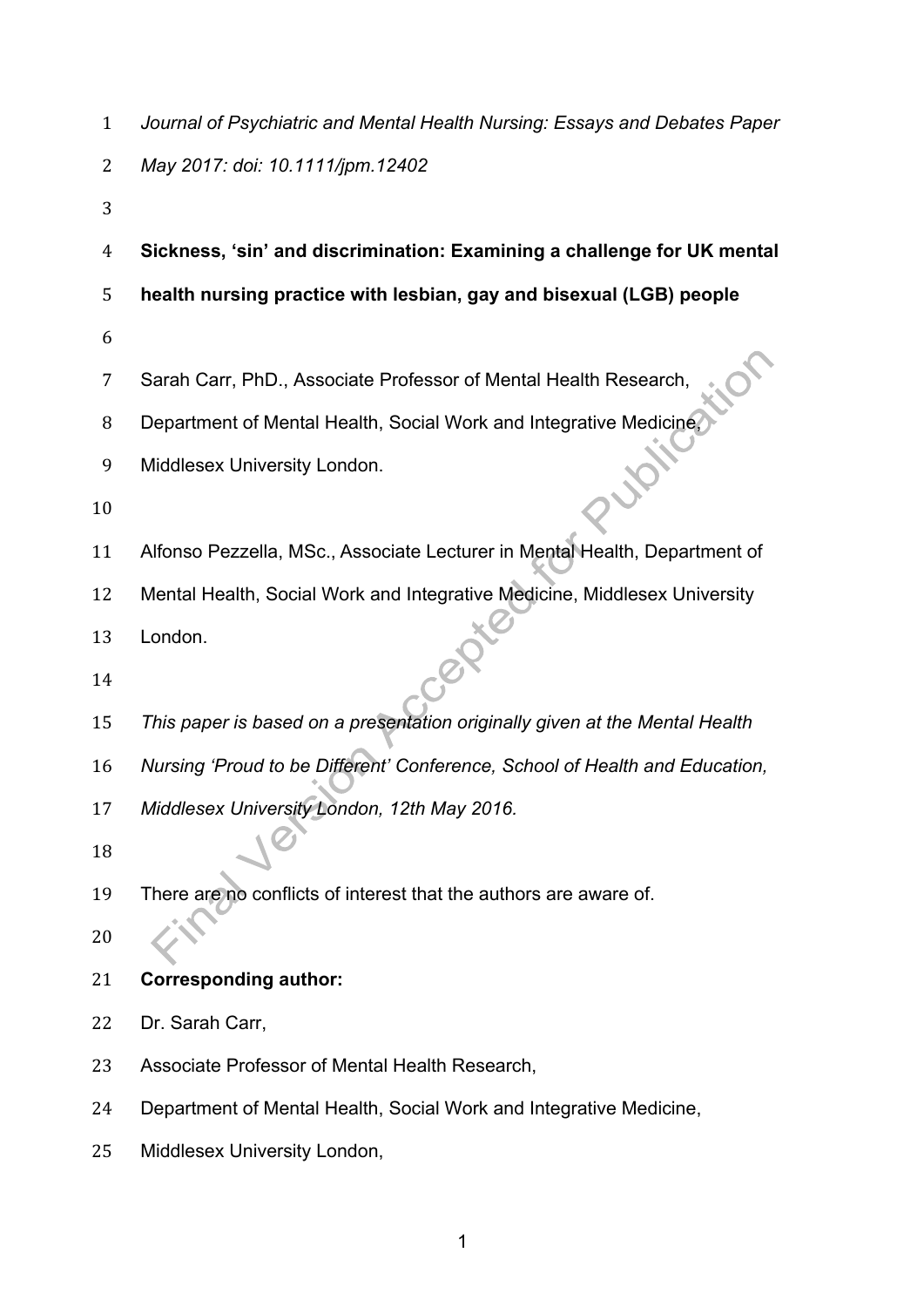*Journal of Psychiatric and Mental Health Nursing: Essays and Debates Paper*

*May 2017: doi: 10.1111/jpm.12402*

**Sickness, 'sin' and discrimination: Examining a challenge for UK mental health nursing practice with lesbian, gay and bisexual (LGB) people**

Sarah Carr, PhD., Associate Professor of Mental Health Research, Department of Mental Health, Social Work and Integrative Medicine, Middlesex University London.

Alfonso Pezzella, MSc., Associate Lecturer in Mental Health, Department of Mental Health, Social Work and Integrative Medicine, Middlesex University London.

*This paper is based on a presentation originally given at the Mental Health Nursing 'Proud to be Different' Conference, School of Health and Education, Middlesex University London, 12th May 2016.*

There are no conflicts of interest that the authors are aware of.

**Corresponding author:**

Dr. Sarah Carr,

Associate Professor of Mental Health Research,

Department of Mental Health, Social Work and Integrative Medicine,

Middlesex University London,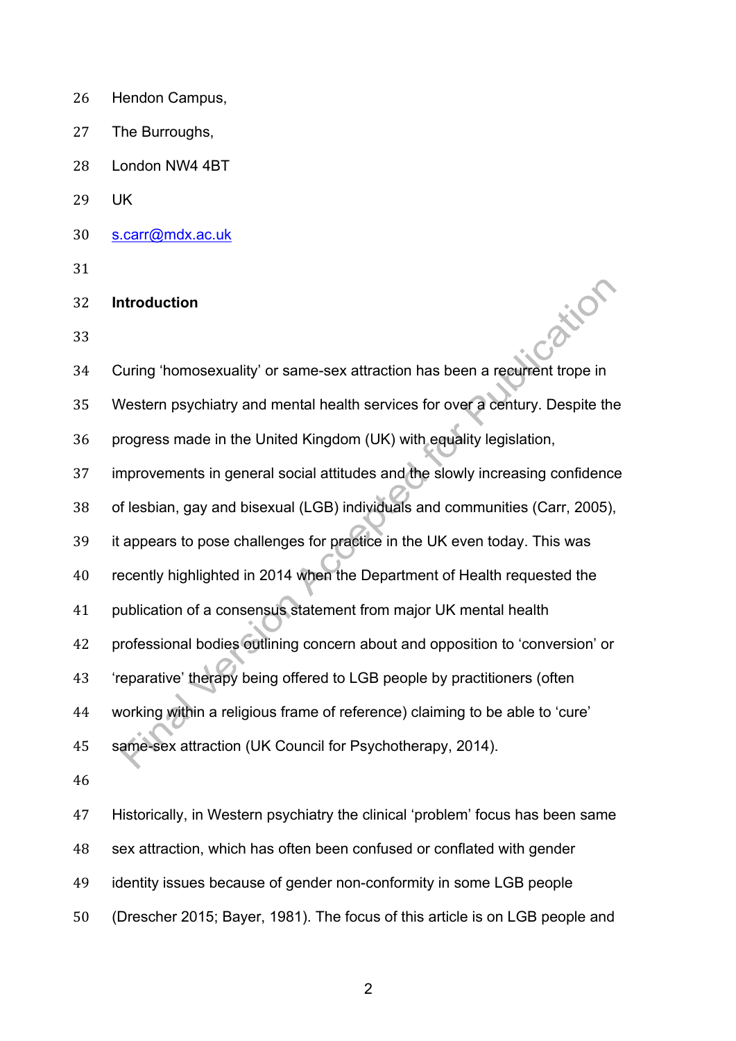Hendon Campus,

The Burroughs,

London NW4 4BT

UK

s.carr@mdx.ac.uk

## Introduction

Curing 'homosexuality' or same-sex attraction has been a recurrent trope in Western psychiatry and mental health services for over a century. Despite the progress made in the United Kingdom (UK) with equality legislation, improvements in general social attitudes and the slowly increasing confidence of lesbian, gay and bisexual (LGB) individuals and communities (Carr, 2005), it appears to pose challenges for practice in the UK even today. This was recently highlighted in 2014 when the Department of Health requested the publication of a consensus statement from major UK mental health professional bodies outlining concern about and opposition to 'conversion' or 'reparative' therapy being offered to LGB people by practitioners (often working within a religious frame of reference) claiming to be able to 'cure' same-sex attraction (UK Council for Psychotherapy, 2014).

Historically, in Western psychiatry the clinical 'problem' focus has been same sex attraction, which has often been confused or conflated with gender identity issues because of gender non-conformity in some LGB people (Drescher 2015; Bayer, 1981). The focus of this article is on LGB people and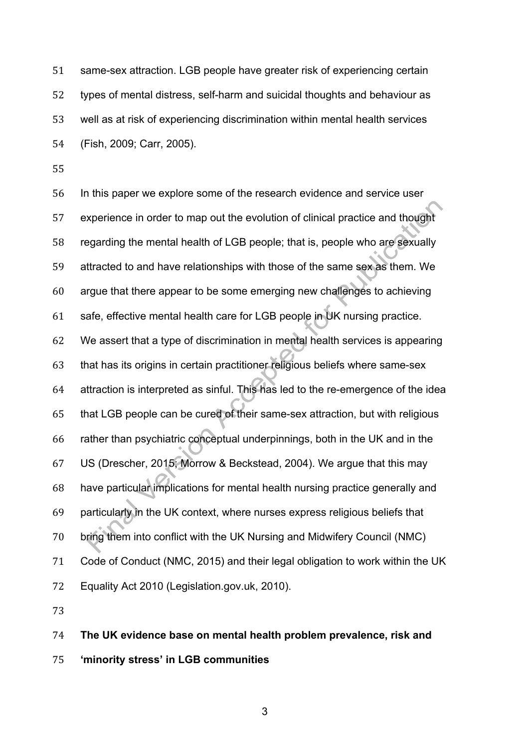same-sex attraction. LGB people have greater risk of experiencing certain types of mental distress, self-harm and suicidal thoughts and behaviour as well as at risk of experiencing discrimination within mental health services (Fish, 2009; Carr, 2005).

In this paper we explore some of the research evidence and service user experience in order to map out the evolution of clinical practice and thought regarding the mental health of LGB people; that is, people who are sexually attracted to and have relationships with those of the same sex as them. We argue that there appear to be some emerging new challenges to achieving safe, effective mental health care for LGB people in UK nursing practice. We assert that a type of discrimination in mental health services is appearing that has its origins in certain practitioner religious beliefs where same-sex attraction is interpreted as sinful. This has led to the re-emergence of the idea that LGB people can be cured of their same-sex attraction, but with religious rather than psychiatric conceptual underpinnings, both in the UK and in the US (Drescher, 2015; Morrow & Beckstead, 2004). We argue that this may have particular implications for mental health nursing practice generally and particularly in the UK context, where nurses express religious beliefs that bring them into conflict with the UK Nursing and Midwifery Council (NMC) Code of Conduct (NMC, 2015) and their legal obligation to work within the UK Equality Act 2010 (Legislation.gov.uk, 2010).

## The UK evidence base on mental health problem prevalence, risk and 'minority stress' in LGB communities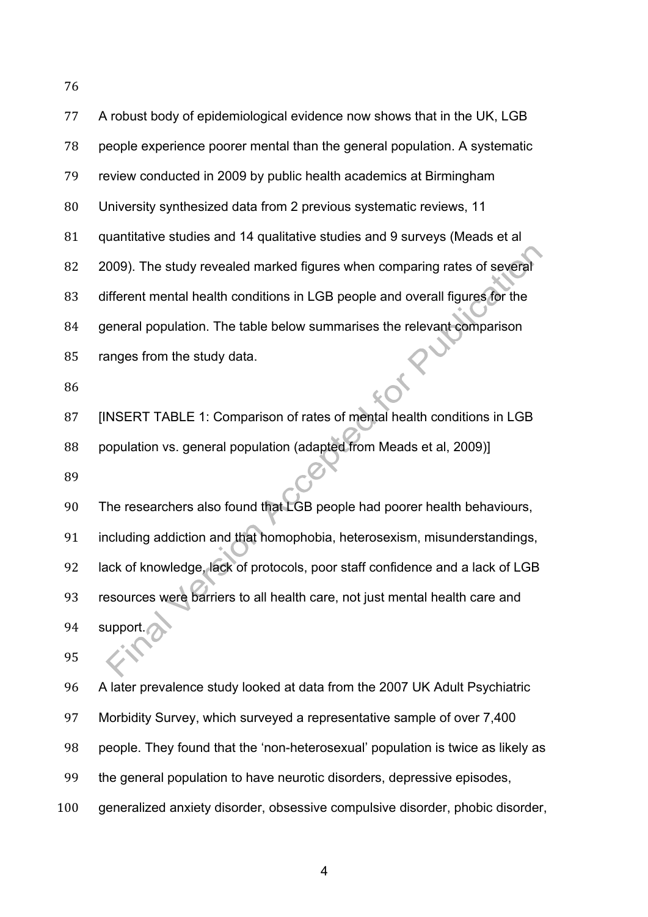A robust body of epidemiological evidence now shows that in the UK, LGB people experience poorer mental than the general population. A systematic review conducted in 2009 by public health academics at Birmingham University synthesized data from 2 previous systematic reviews, 11 quantitative studies and 14 qualitative studies and 9 surveys (Meads et al 2009). The study revealed marked figures when comparing rates of several different mental health conditions in LGB people and overall figures for the general population. The table below summarises the relevant comparison ranges from the study data.

[INSERT TABLE 1: Comparison of rates of mental health conditions in LGB population vs. general population (adapted from Meads et al, 2009)]

The researchers also found that LGB people had poorer health behaviours, including addiction and that homophobia, heterosexism, misunderstandings, lack of knowledge, lack of protocols, poor staff confidence and a lack of LGB resources were barriers to all health care, not just mental health care and support.

A later prevalence study looked at data from the 2007 UK Adult Psychiatric Morbidity Survey, which surveyed a representative sample of over 7,400 people. They found that the 'non-heterosexual' population is twice as likely as the general population to have neurotic disorders, depressive episodes, generalized anxiety disorder, obsessive compulsive disorder, phobic disorder,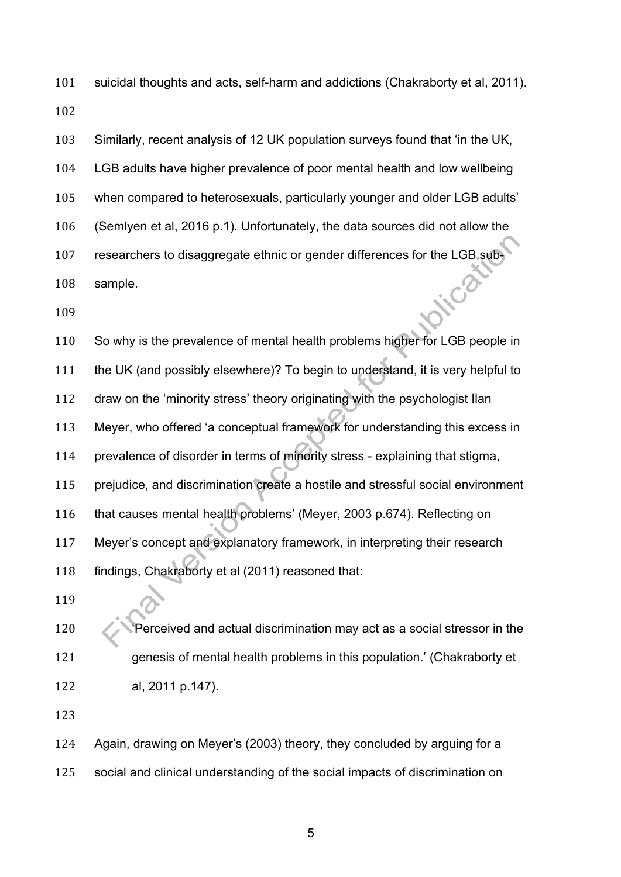suicidal thoughts and acts, self-harm and addictions (Chakraborty et al, 2011).

Similarly, recent analysis of 12 UK population surveys found that 'in the UK, LGB adults have higher prevalence of poor mental health and low wellbeing when compared to heterosexuals, particularly younger and older LGB adults' (Semlyen et al, 2016 p.1). Unfortunately, the data sources did not allow the researchers to disaggregate ethnic or gender differences for the LGB sub-sample.

So why is the prevalence of mental health problems higher for LGB people in the UK (and possibly elsewhere)? To begin to understand, it is very helpful to draw on the 'minority stress' theory originating with the psychologist Ilan Meyer, who offered 'a conceptual framework for understanding this excess in prevalence of disorder in terms of minority stress - explaining that stigma, prejudice, and discrimination create a hostile and stressful social environment that causes mental health problems' (Meyer, 2003 p.674). Reflecting on Meyer's concept and explanatory framework, in interpreting their research findings, Chakraborty et al (2011) reasoned that:

> 'Perceived and actual discrimination may act as a social stressor in the genesis of mental health problems in this population.' (Chakraborty et al, 2011 p.147).

Again, drawing on Meyer's (2003) theory, they concluded by arguing for a social and clinical understanding of the social impacts of discrimination on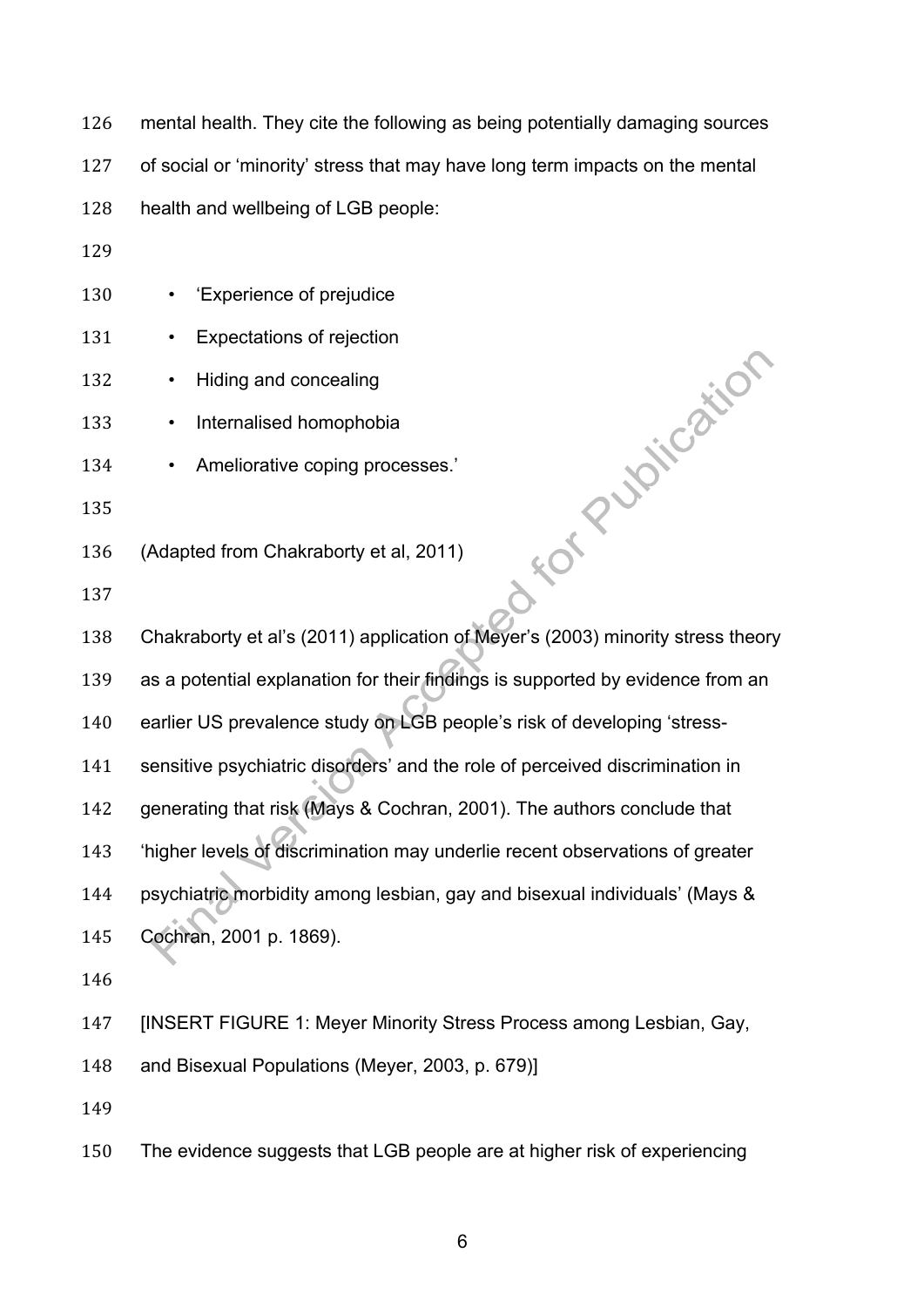mental health. They cite the following as being potentially damaging sources of social or 'minority' stress that may have long term impacts on the mental health and wellbeing of LGB people:

- 'Experience of prejudice
- Expectations of rejection
- Hiding and concealing
- Internalised homophobia
- Ameliorative coping processes.'

(Adapted from Chakraborty et al, 2011)

Chakraborty et al's (2011) application of Meyer's (2003) minority stress theory as a potential explanation for their findings is supported by evidence from an earlier US prevalence study on LGB people's risk of developing 'stress-sensitive psychiatric disorders' and the role of perceived discrimination in generating that risk (Mays & Cochran, 2001). The authors conclude that 'higher levels of discrimination may underlie recent observations of greater psychiatric morbidity among lesbian, gay and bisexual individuals' (Mays & Cochran, 2001 p. 1869).

[INSERT FIGURE 1: Meyer Minority Stress Process among Lesbian, Gay, and Bisexual Populations (Meyer, 2003, p. 679)]

The evidence suggests that LGB people are at higher risk of experiencing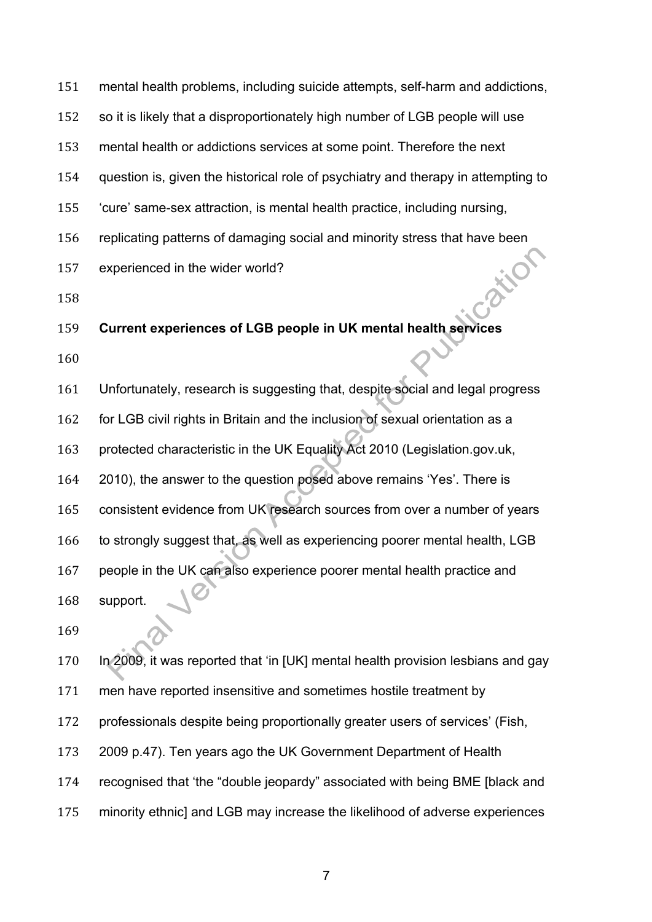mental health problems, including suicide attempts, self-harm and addictions, so it is likely that a disproportionately high number of LGB people will use mental health or addictions services at some point. Therefore the next question is, given the historical role of psychiatry and therapy in attempting to 'cure' same-sex attraction, is mental health practice, including nursing, replicating patterns of damaging social and minority stress that have been experienced in the wider world?

**Current experiences of LGB people in UK mental health services**

Unfortunately, research is suggesting that, despite social and legal progress for LGB civil rights in Britain and the inclusion of sexual orientation as a protected characteristic in the UK Equality Act 2010 (Legislation.gov.uk, 2010), the answer to the question posed above remains 'Yes'. There is consistent evidence from UK research sources from over a number of years to strongly suggest that, as well as experiencing poorer mental health, LGB people in the UK can also experience poorer mental health practice and support.

In 2009, it was reported that 'in [UK] mental health provision lesbians and gay men have reported insensitive and sometimes hostile treatment by professionals despite being proportionally greater users of services' (Fish, 2009 p.47). Ten years ago the UK Government Department of Health recognised that 'the "double jeopardy" associated with being BME [black and minority ethnic] and LGB may increase the likelihood of adverse experiences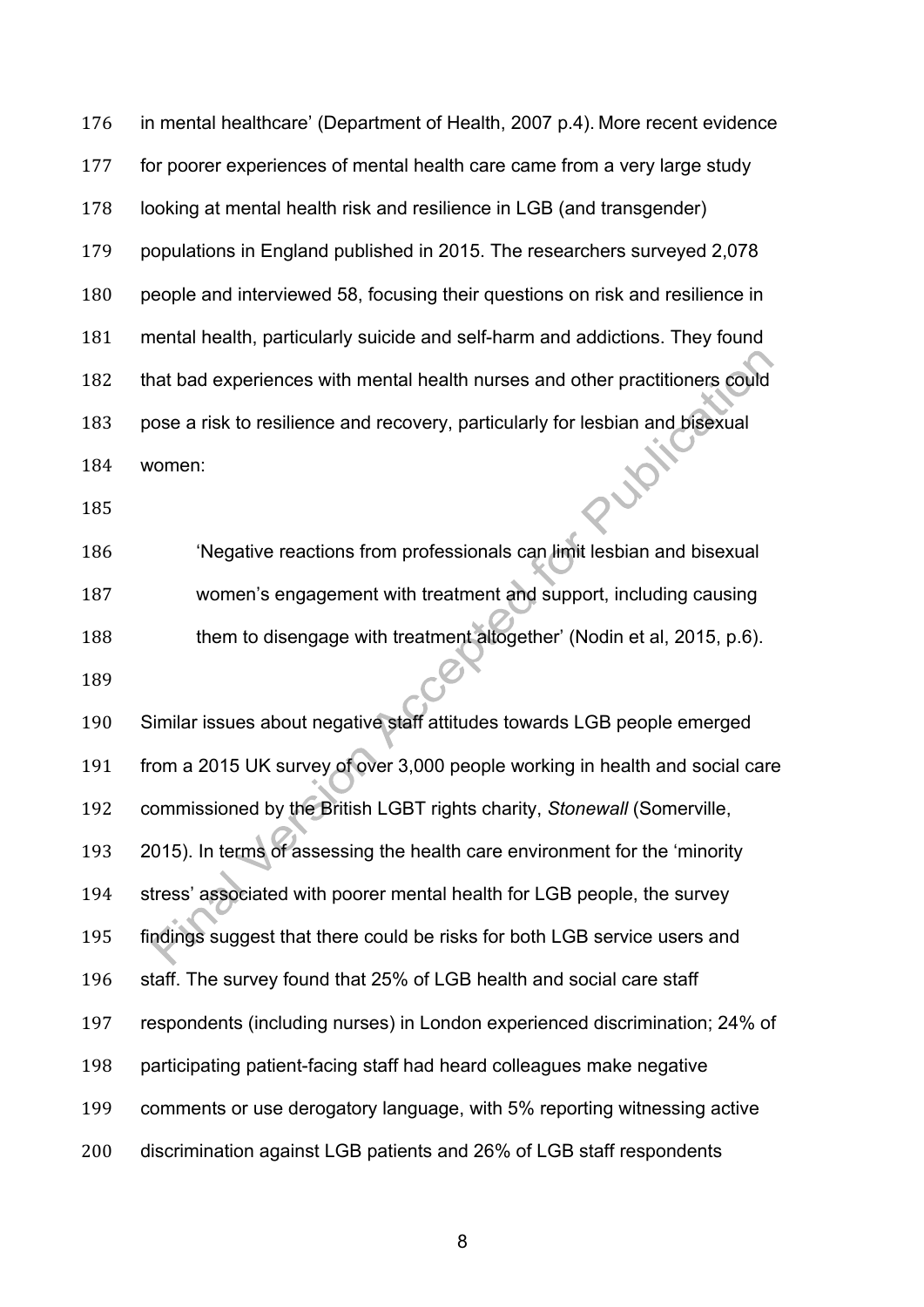in mental healthcare' (Department of Health, 2007 p.4). More recent evidence for poorer experiences of mental health care came from a very large study looking at mental health risk and resilience in LGB (and transgender) populations in England published in 2015. The researchers surveyed 2,078 people and interviewed 58, focusing their questions on risk and resilience in mental health, particularly suicide and self-harm and addictions. They found that bad experiences with mental health nurses and other practitioners could pose a risk to resilience and recovery, particularly for lesbian and bisexual women:

> 'Negative reactions from professionals can limit lesbian and bisexual women's engagement with treatment and support, including causing them to disengage with treatment altogether' (Nodin et al, 2015, p.6).

Similar issues about negative staff attitudes towards LGB people emerged from a 2015 UK survey of over 3,000 people working in health and social care commissioned by the British LGBT rights charity, *Stonewall* (Somerville, 2015). In terms of assessing the health care environment for the 'minority stress' associated with poorer mental health for LGB people, the survey findings suggest that there could be risks for both LGB service users and staff. The survey found that 25% of LGB health and social care staff respondents (including nurses) in London experienced discrimination; 24% of participating patient-facing staff had heard colleagues make negative comments or use derogatory language, with 5% reporting witnessing active discrimination against LGB patients and 26% of LGB staff respondents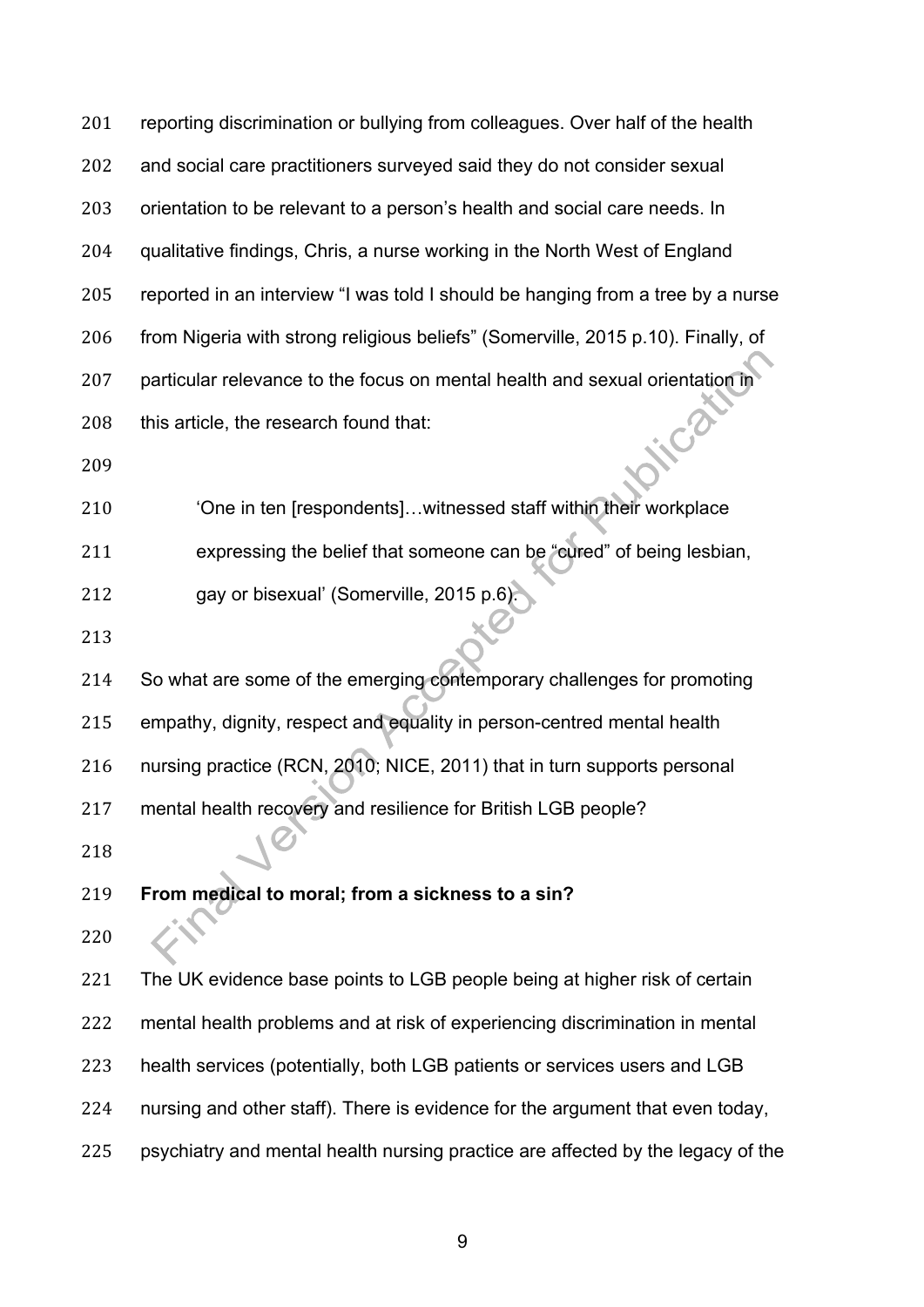reporting discrimination or bullying from colleagues. Over half of the health and social care practitioners surveyed said they do not consider sexual orientation to be relevant to a person's health and social care needs. In qualitative findings, Chris, a nurse working in the North West of England reported in an interview "I was told I should be hanging from a tree by a nurse from Nigeria with strong religious beliefs" (Somerville, 2015 p.10). Finally, of particular relevance to the focus on mental health and sexual orientation in this article, the research found that:

> 'One in ten [respondents]…witnessed staff within their workplace expressing the belief that someone can be "cured" of being lesbian, gay or bisexual' (Somerville, 2015 p.6).

So what are some of the emerging contemporary challenges for promoting empathy, dignity, respect and equality in person-centred mental health nursing practice (RCN, 2010; NICE, 2011) that in turn supports personal mental health recovery and resilience for British LGB people?

**From medical to moral; from a sickness to a sin?**

The UK evidence base points to LGB people being at higher risk of certain mental health problems and at risk of experiencing discrimination in mental health services (potentially, both LGB patients or services users and LGB nursing and other staff). There is evidence for the argument that even today, psychiatry and mental health nursing practice are affected by the legacy of the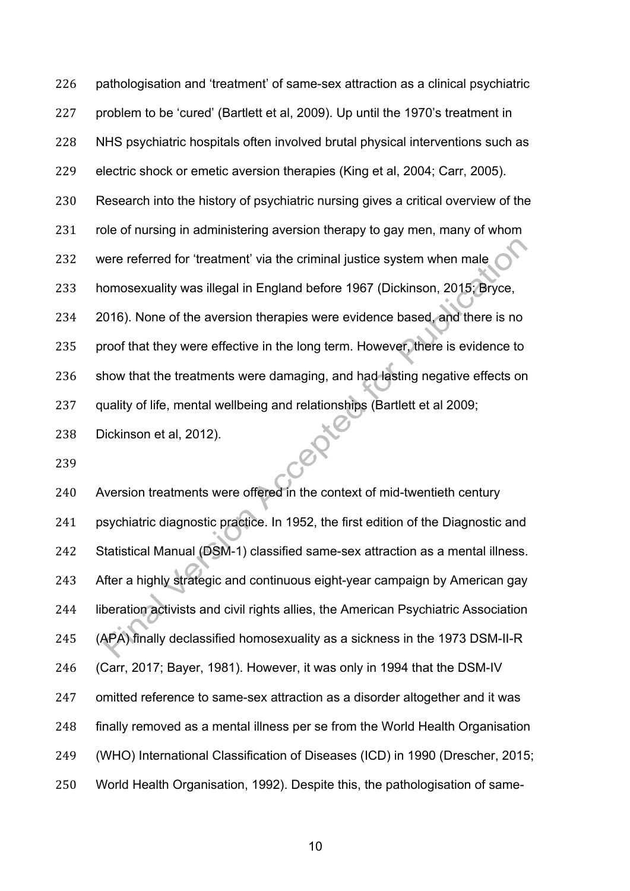pathologisation and 'treatment' of same-sex attraction as a clinical psychiatric problem to be 'cured' (Bartlett et al, 2009). Up until the 1970's treatment in NHS psychiatric hospitals often involved brutal physical interventions such as electric shock or emetic aversion therapies (King et al, 2004; Carr, 2005). Research into the history of psychiatric nursing gives a critical overview of the role of nursing in administering aversion therapy to gay men, many of whom were referred for 'treatment' via the criminal justice system when male homosexuality was illegal in England before 1967 (Dickinson, 2015; Bryce, 2016). None of the aversion therapies were evidence based, and there is no proof that they were effective in the long term. However, there is evidence to show that the treatments were damaging, and had lasting negative effects on quality of life, mental wellbeing and relationships (Bartlett et al 2009; Dickinson et al, 2012).

Aversion treatments were offered in the context of mid-twentieth century psychiatric diagnostic practice. In 1952, the first edition of the Diagnostic and Statistical Manual (DSM-1) classified same-sex attraction as a mental illness. After a highly strategic and continuous eight-year campaign by American gay liberation activists and civil rights allies, the American Psychiatric Association (APA) finally declassified homosexuality as a sickness in the 1973 DSM-II-R (Carr, 2017; Bayer, 1981). However, it was only in 1994 that the DSM-IV omitted reference to same-sex attraction as a disorder altogether and it was finally removed as a mental illness per se from the World Health Organisation (WHO) International Classification of Diseases (ICD) in 1990 (Drescher, 2015; World Health Organisation, 1992). Despite this, the pathologisation of same-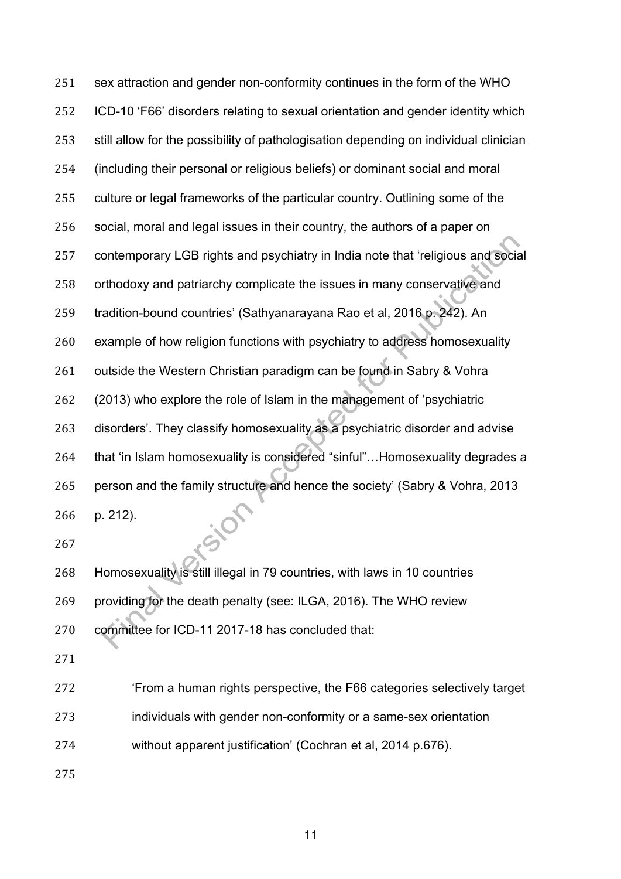sex attraction and gender non-conformity continues in the form of the WHO ICD-10 'F66' disorders relating to sexual orientation and gender identity which still allow for the possibility of pathologisation depending on individual clinician (including their personal or religious beliefs) or dominant social and moral culture or legal frameworks of the particular country. Outlining some of the social, moral and legal issues in their country, the authors of a paper on contemporary LGB rights and psychiatry in India note that 'religious and social orthodoxy and patriarchy complicate the issues in many conservative and tradition-bound countries' (Sathyanarayana Rao et al, 2016 p. 242). An example of how religion functions with psychiatry to address homosexuality outside the Western Christian paradigm can be found in Sabry & Vohra (2013) who explore the role of Islam in the management of 'psychiatric disorders'. They classify homosexuality as a psychiatric disorder and advise that 'in Islam homosexuality is considered "sinful"…Homosexuality degrades a person and the family structure and hence the society' (Sabry & Vohra, 2013 p. 212).

Homosexuality is still illegal in 79 countries, with laws in 10 countries providing for the death penalty (see: ILGA, 2016). The WHO review committee for ICD-11 2017-18 has concluded that:

> 'From a human rights perspective, the F66 categories selectively target individuals with gender non-conformity or a same-sex orientation without apparent justification' (Cochran et al, 2014 p.676).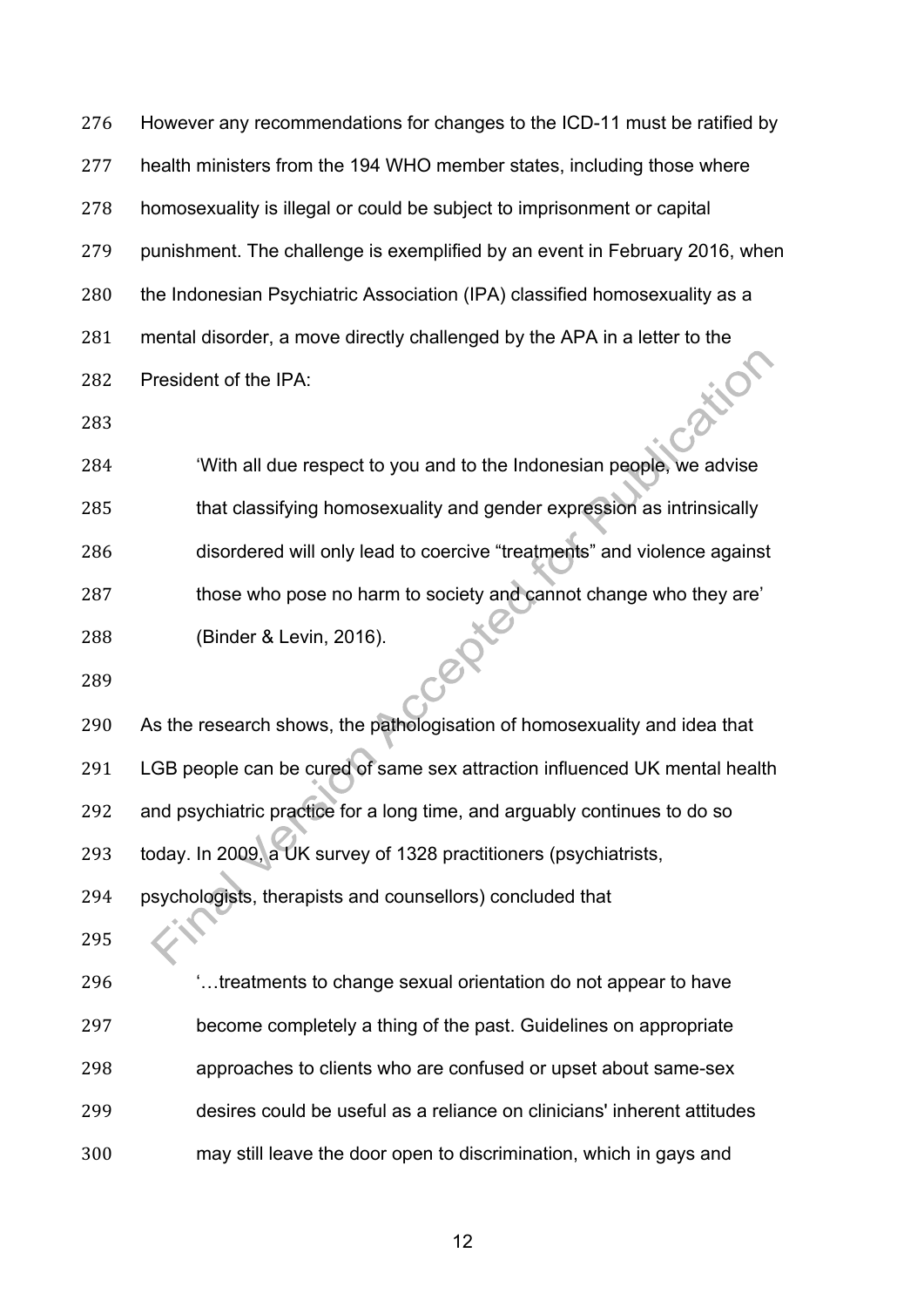However any recommendations for changes to the ICD-11 must be ratified by health ministers from the 194 WHO member states, including those where homosexuality is illegal or could be subject to imprisonment or capital punishment. The challenge is exemplified by an event in February 2016, when the Indonesian Psychiatric Association (IPA) classified homosexuality as a mental disorder, a move directly challenged by the APA in a letter to the President of the IPA:

> 'With all due respect to you and to the Indonesian people, we advise that classifying homosexuality and gender expression as intrinsically disordered will only lead to coercive "treatments" and violence against those who pose no harm to society and cannot change who they are' (Binder & Levin, 2016).

As the research shows, the pathologisation of homosexuality and idea that LGB people can be cured of same sex attraction influenced UK mental health and psychiatric practice for a long time, and arguably continues to do so today. In 2009, a UK survey of 1328 practitioners (psychiatrists, psychologists, therapists and counsellors) concluded that

> '…treatments to change sexual orientation do not appear to have become completely a thing of the past. Guidelines on appropriate approaches to clients who are confused or upset about same-sex desires could be useful as a reliance on clinicians' inherent attitudes may still leave the door open to discrimination, which in gays and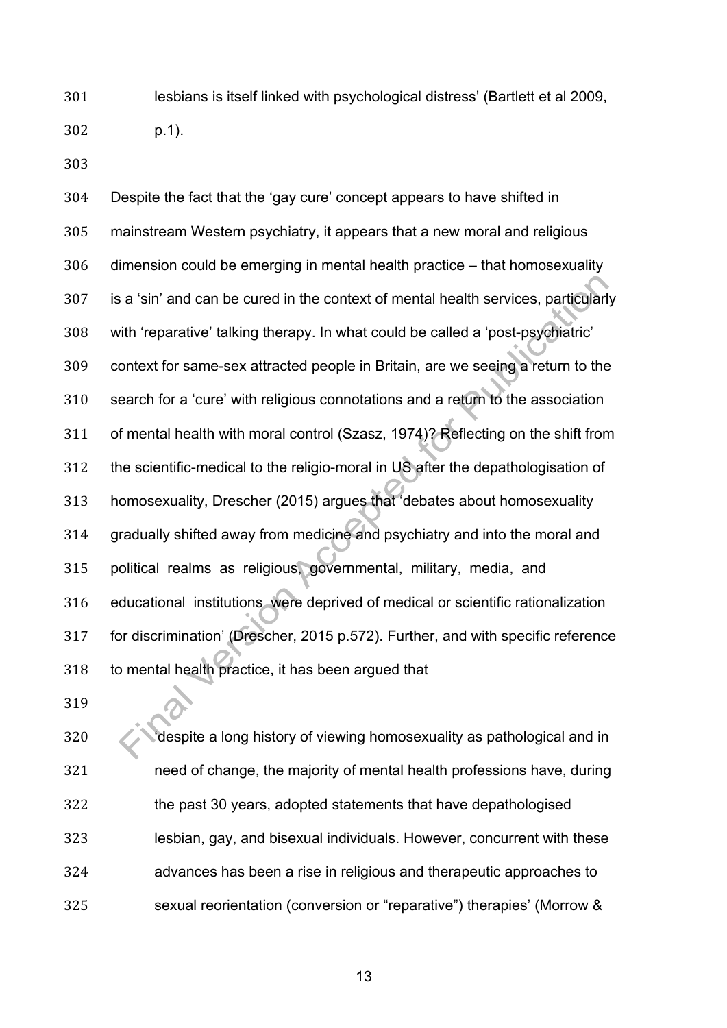> lesbians is itself linked with psychological distress' (Bartlett et al 2009, p.1).

Despite the fact that the 'gay cure' concept appears to have shifted in mainstream Western psychiatry, it appears that a new moral and religious dimension could be emerging in mental health practice – that homosexuality is a 'sin' and can be cured in the context of mental health services, particularly with 'reparative' talking therapy. In what could be called a 'post-psychiatric' context for same-sex attracted people in Britain, are we seeing a return to the search for a 'cure' with religious connotations and a return to the association of mental health with moral control (Szasz, 1974)? Reflecting on the shift from the scientific-medical to the religio-moral in US after the depathologisation of homosexuality, Drescher (2015) argues that 'debates about homosexuality gradually shifted away from medicine and psychiatry and into the moral and political realms as religious, governmental, military, media, and educational institutions were deprived of medical or scientific rationalization for discrimination' (Drescher, 2015 p.572). Further, and with specific reference to mental health practice, it has been argued that

> 'despite a long history of viewing homosexuality as pathological and in need of change, the majority of mental health professions have, during the past 30 years, adopted statements that have depathologised lesbian, gay, and bisexual individuals. However, concurrent with these advances has been a rise in religious and therapeutic approaches to sexual reorientation (conversion or "reparative") therapies' (Morrow &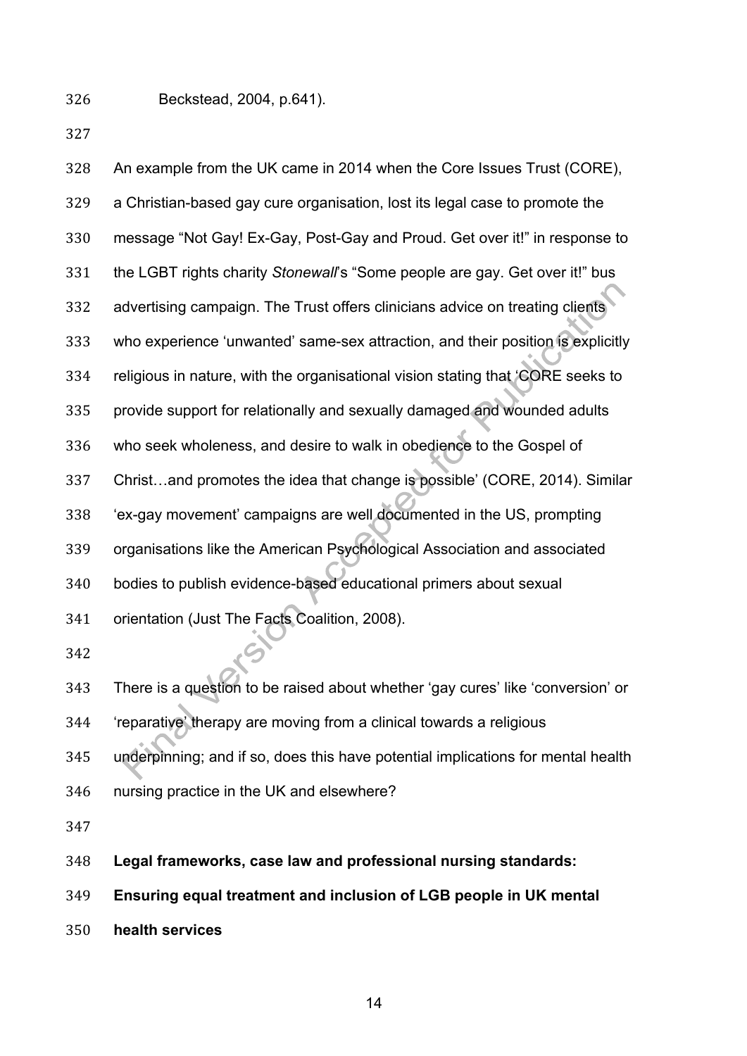Beckstead, 2004, p.641).

An example from the UK came in 2014 when the Core Issues Trust (CORE), a Christian-based gay cure organisation, lost its legal case to promote the message "Not Gay! Ex-Gay, Post-Gay and Proud. Get over it!" in response to the LGBT rights charity *Stonewall*'s "Some people are gay. Get over it!" bus advertising campaign. The Trust offers clinicians advice on treating clients who experience 'unwanted' same-sex attraction, and their position is explicitly religious in nature, with the organisational vision stating that 'CORE seeks to provide support for relationally and sexually damaged and wounded adults who seek wholeness, and desire to walk in obedience to the Gospel of Christ…and promotes the idea that change is possible' (CORE, 2014). Similar 'ex-gay movement' campaigns are well documented in the US, prompting organisations like the American Psychological Association and associated bodies to publish evidence-based educational primers about sexual orientation (Just The Facts Coalition, 2008).

There is a question to be raised about whether 'gay cures' like 'conversion' or 'reparative' therapy are moving from a clinical towards a religious underpinning; and if so, does this have potential implications for mental health nursing practice in the UK and elsewhere?

**Legal frameworks, case law and professional nursing standards: Ensuring equal treatment and inclusion of LGB people in UK mental health services**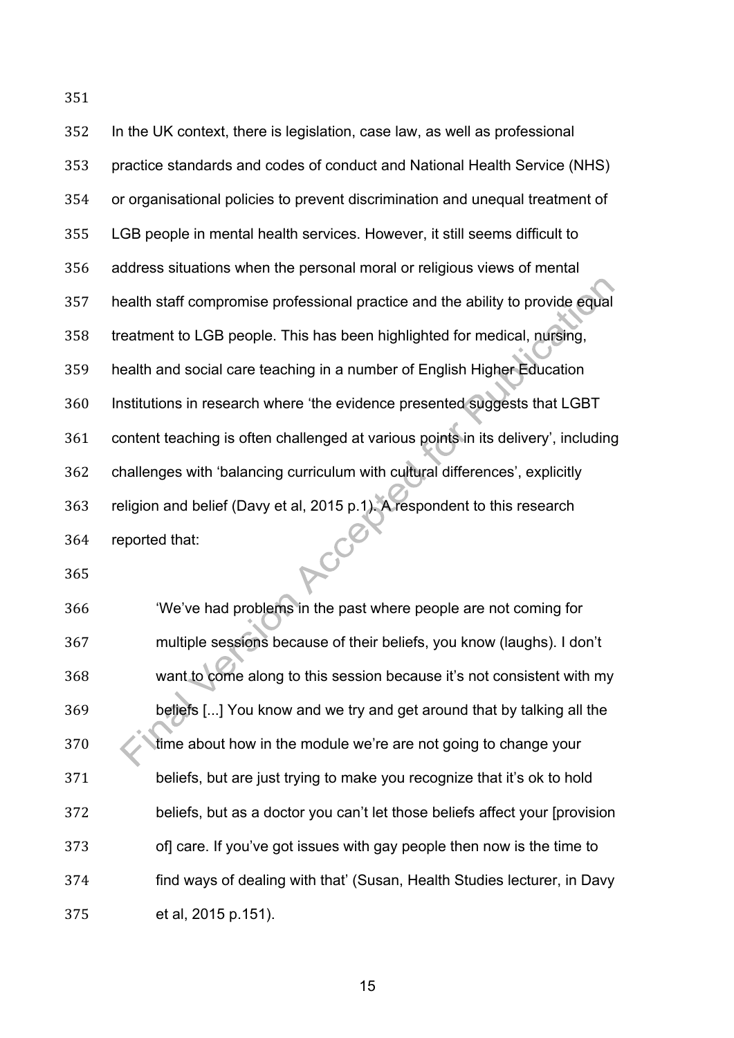In the UK context, there is legislation, case law, as well as professional practice standards and codes of conduct and National Health Service (NHS) or organisational policies to prevent discrimination and unequal treatment of LGB people in mental health services. However, it still seems difficult to address situations when the personal moral or religious views of mental health staff compromise professional practice and the ability to provide equal treatment to LGB people. This has been highlighted for medical, nursing, health and social care teaching in a number of English Higher Education Institutions in research where 'the evidence presented suggests that LGBT content teaching is often challenged at various points in its delivery', including challenges with 'balancing curriculum with cultural differences', explicitly religion and belief (Davy et al, 2015 p.1). A respondent to this research reported that:

> 'We've had problems in the past where people are not coming for multiple sessions because of their beliefs, you know (laughs). I don't want to come along to this session because it's not consistent with my beliefs [...] You know and we try and get around that by talking all the time about how in the module we're are not going to change your beliefs, but are just trying to make you recognize that it's ok to hold beliefs, but as a doctor you can't let those beliefs affect your [provision of] care. If you've got issues with gay people then now is the time to find ways of dealing with that' (Susan, Health Studies lecturer, in Davy et al, 2015 p.151).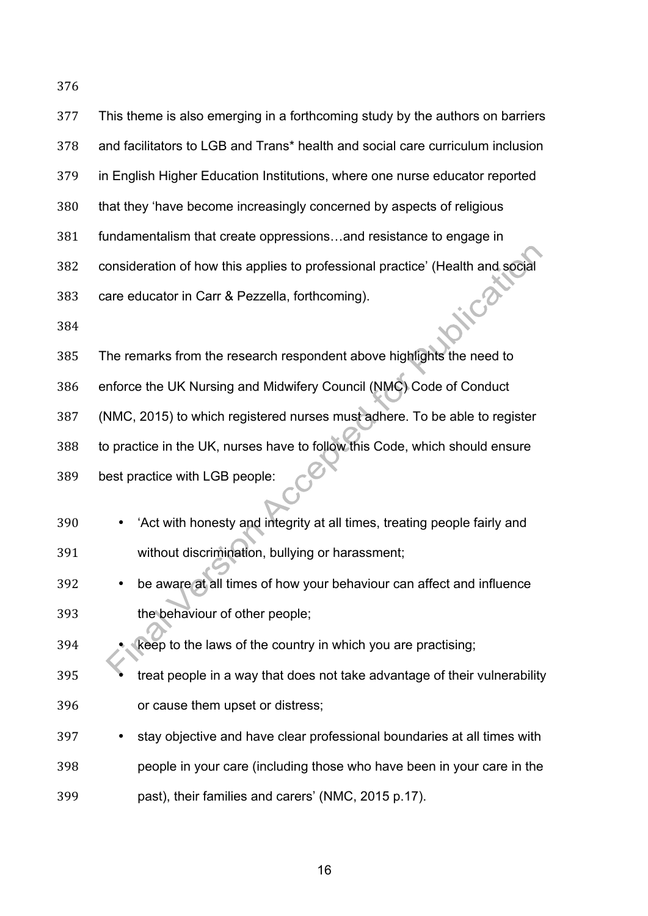This theme is also emerging in a forthcoming study by the authors on barriers and facilitators to LGB and Trans* health and social care curriculum inclusion in English Higher Education Institutions, where one nurse educator reported that they 'have become increasingly concerned by aspects of religious fundamentalism that create oppressions…and resistance to engage in consideration of how this applies to professional practice' (Health and social care educator in Carr & Pezzella, forthcoming).

The remarks from the research respondent above highlights the need to enforce the UK Nursing and Midwifery Council (NMC) Code of Conduct (NMC, 2015) to which registered nurses must adhere. To be able to register to practice in the UK, nurses have to follow this Code, which should ensure best practice with LGB people:

- 'Act with honesty and integrity at all times, treating people fairly and without discrimination, bullying or harassment;
- be aware at all times of how your behaviour can affect and influence the behaviour of other people;
- keep to the laws of the country in which you are practising;
- treat people in a way that does not take advantage of their vulnerability or cause them upset or distress;
- stay objective and have clear professional boundaries at all times with people in your care (including those who have been in your care in the past), their families and carers' (NMC, 2015 p.17).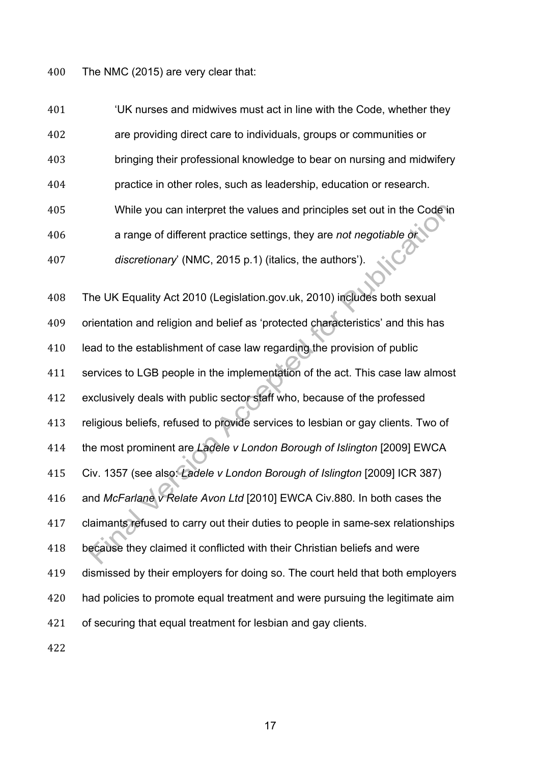The NMC (2015) are very clear that:

> 'UK nurses and midwives must act in line with the Code, whether they are providing direct care to individuals, groups or communities or bringing their professional knowledge to bear on nursing and midwifery practice in other roles, such as leadership, education or research. While you can interpret the values and principles set out in the Code in a range of different practice settings, they are *not negotiable or discretionary*' (NMC, 2015 p.1) (italics, the authors').

The UK Equality Act 2010 (Legislation.gov.uk, 2010) includes both sexual orientation and religion and belief as 'protected characteristics' and this has lead to the establishment of case law regarding the provision of public services to LGB people in the implementation of the act. This case law almost exclusively deals with public sector staff who, because of the professed religious beliefs, refused to provide services to lesbian or gay clients. Two of the most prominent are *Ladele v London Borough of Islington* [2009] EWCA Civ. 1357 (see also: *Ladele v London Borough of Islington* [2009] ICR 387) and *McFarlane v Relate Avon Ltd* [2010] EWCA Civ.880. In both cases the claimants refused to carry out their duties to people in same-sex relationships because they claimed it conflicted with their Christian beliefs and were dismissed by their employers for doing so. The court held that both employers had policies to promote equal treatment and were pursuing the legitimate aim of securing that equal treatment for lesbian and gay clients.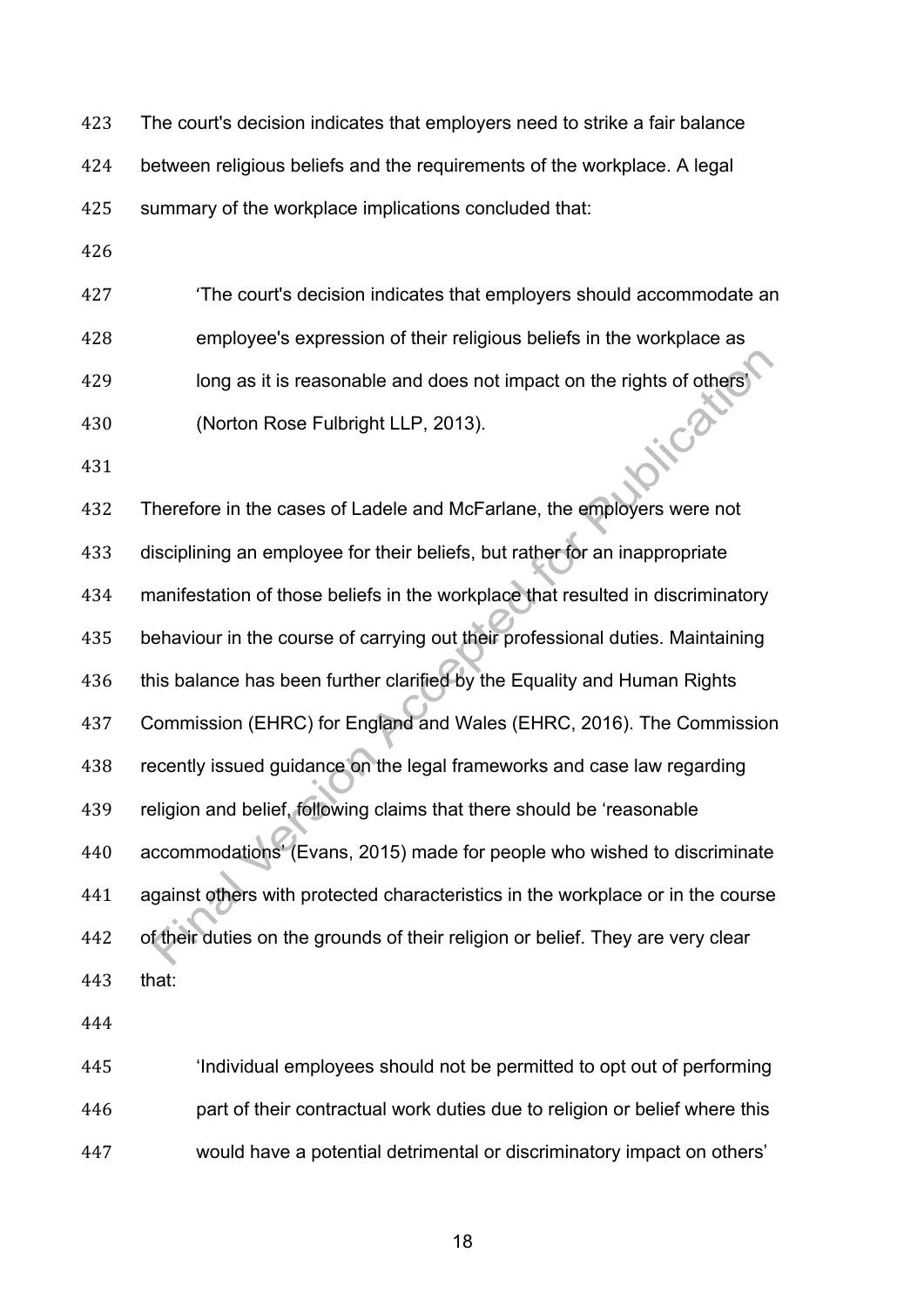The court's decision indicates that employers need to strike a fair balance between religious beliefs and the requirements of the workplace. A legal summary of the workplace implications concluded that:

> 'The court's decision indicates that employers should accommodate an employee's expression of their religious beliefs in the workplace as long as it is reasonable and does not impact on the rights of others' (Norton Rose Fulbright LLP, 2013).

Therefore in the cases of Ladele and McFarlane, the employers were not disciplining an employee for their beliefs, but rather for an inappropriate manifestation of those beliefs in the workplace that resulted in discriminatory behaviour in the course of carrying out their professional duties. Maintaining this balance has been further clarified by the Equality and Human Rights Commission (EHRC) for England and Wales (EHRC, 2016). The Commission recently issued guidance on the legal frameworks and case law regarding religion and belief, following claims that there should be 'reasonable accommodations' (Evans, 2015) made for people who wished to discriminate against others with protected characteristics in the workplace or in the course of their duties on the grounds of their religion or belief. They are very clear that:

> 'Individual employees should not be permitted to opt out of performing part of their contractual work duties due to religion or belief where this would have a potential detrimental or discriminatory impact on others'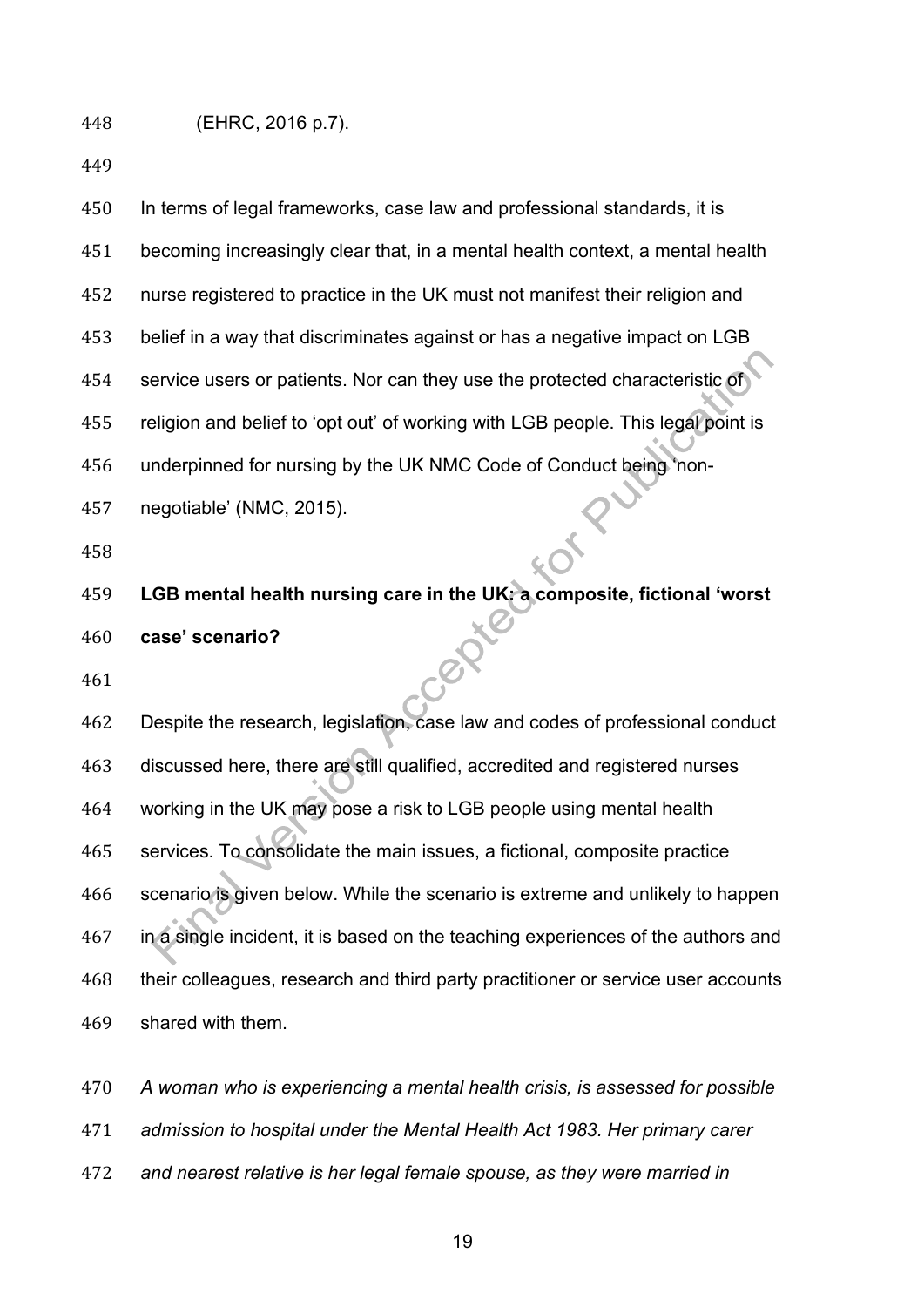(EHRC, 2016 p.7).

In terms of legal frameworks, case law and professional standards, it is becoming increasingly clear that, in a mental health context, a mental health nurse registered to practice in the UK must not manifest their religion and belief in a way that discriminates against or has a negative impact on LGB service users or patients. Nor can they use the protected characteristic of religion and belief to 'opt out' of working with LGB people. This legal point is underpinned for nursing by the UK NMC Code of Conduct being 'non-negotiable' (NMC, 2015).

**LGB mental health nursing care in the UK: a composite, fictional 'worst case' scenario?**

Despite the research, legislation, case law and codes of professional conduct discussed here, there are still qualified, accredited and registered nurses working in the UK may pose a risk to LGB people using mental health services. To consolidate the main issues, a fictional, composite practice scenario is given below. While the scenario is extreme and unlikely to happen in a single incident, it is based on the teaching experiences of the authors and their colleagues, research and third party practitioner or service user accounts shared with them.

*A woman who is experiencing a mental health crisis, is assessed for possible admission to hospital under the Mental Health Act 1983. Her primary carer and nearest relative is her legal female spouse, as they were married in*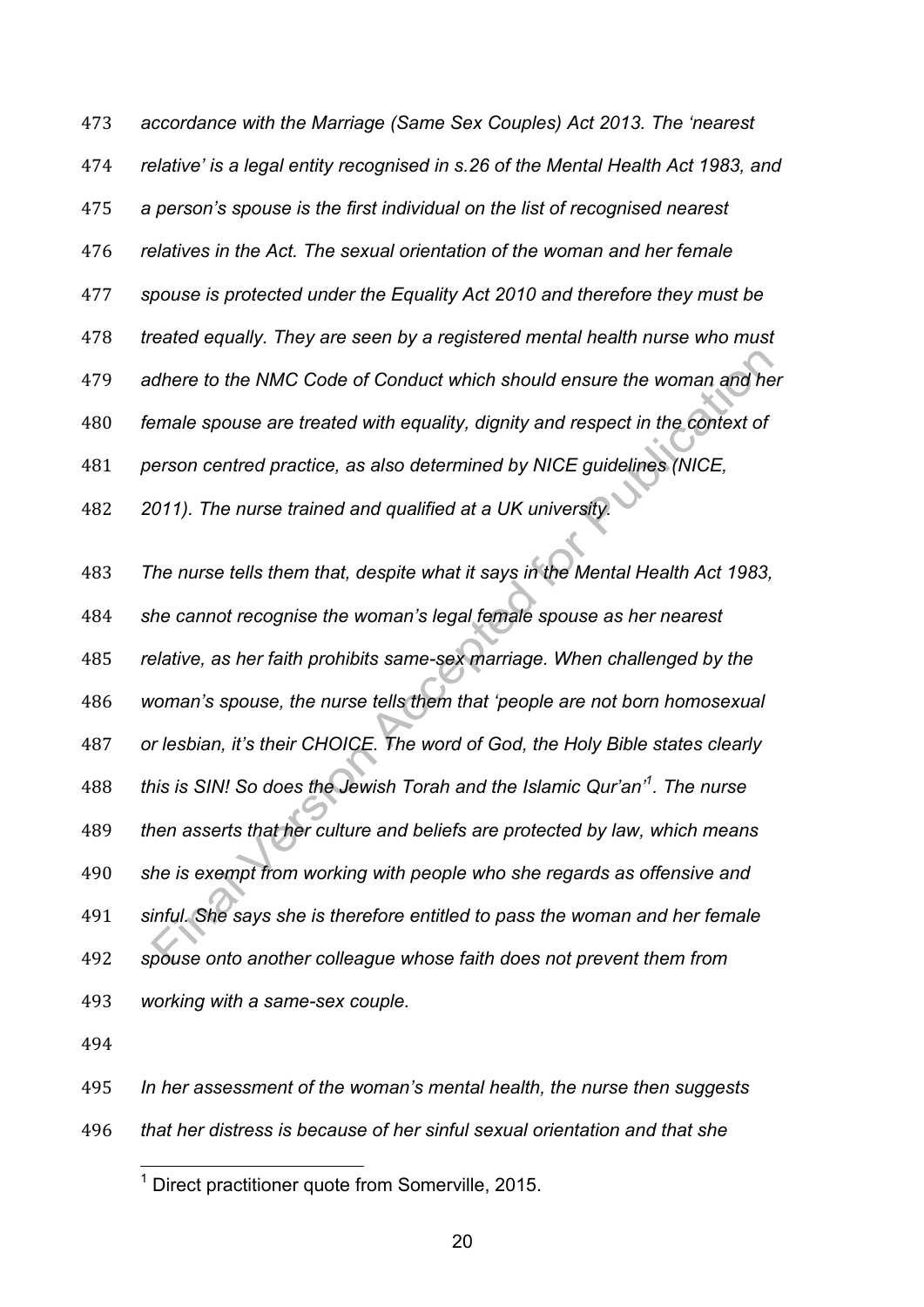*accordance with the Marriage (Same Sex Couples) Act 2013. The 'nearest relative' is a legal entity recognised in s.26 of the Mental Health Act 1983, and a person's spouse is the first individual on the list of recognised nearest relatives in the Act. The sexual orientation of the woman and her female spouse is protected under the Equality Act 2010 and therefore they must be treated equally. They are seen by a registered mental health nurse who must adhere to the NMC Code of Conduct which should ensure the woman and her female spouse are treated with equality, dignity and respect in the context of person centred practice, as also determined by NICE guidelines (NICE, 2011). The nurse trained and qualified at a UK university.*

*The nurse tells them that, despite what it says in the Mental Health Act 1983, she cannot recognise the woman's legal female spouse as her nearest relative, as her faith prohibits same-sex marriage. When challenged by the woman's spouse, the nurse tells them that 'people are not born homosexual or lesbian, it's their CHOICE. The word of God, the Holy Bible states clearly this is SIN! So does the Jewish Torah and the Islamic Qur'an'[1]. The nurse then asserts that her culture and beliefs are protected by law, which means she is exempt from working with people who she regards as offensive and sinful. She says she is therefore entitled to pass the woman and her female spouse onto another colleague whose faith does not prevent them from working with a same-sex couple.*

*In her assessment of the woman's mental health, the nurse then suggests that her distress is because of her sinful sexual orientation and that she*

[1] Direct practitioner quote from Somerville, 2015.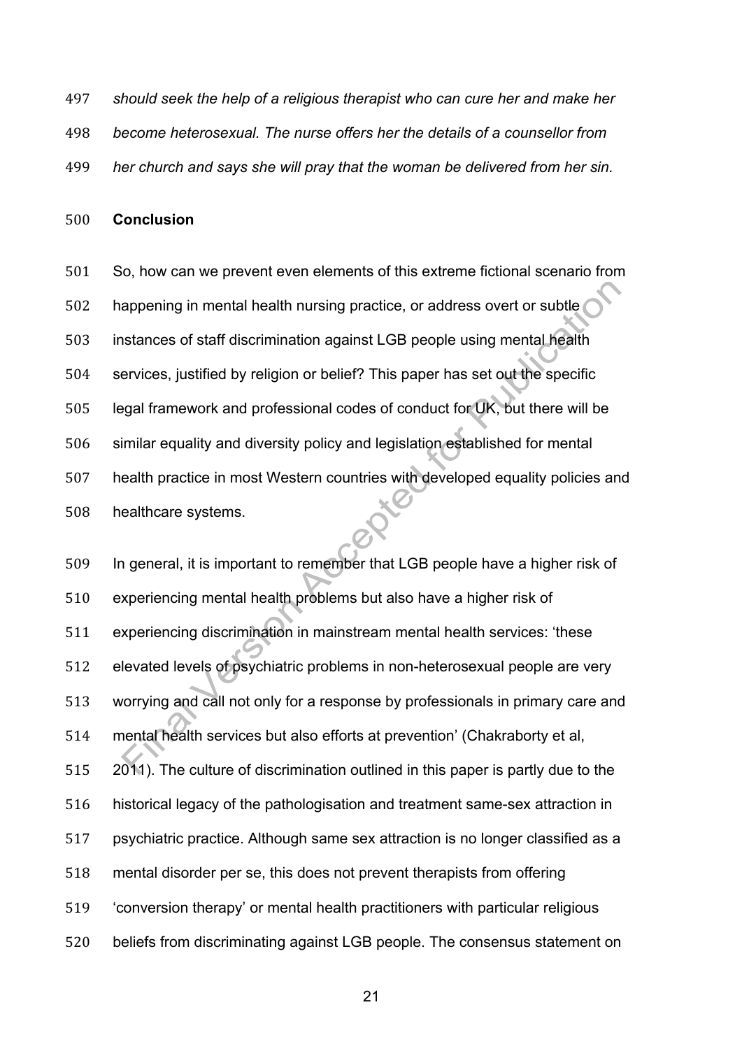*should seek the help of a religious therapist who can cure her and make her become heterosexual. The nurse offers her the details of a counsellor from her church and says she will pray that the woman be delivered from her sin.*

## Conclusion

So, how can we prevent even elements of this extreme fictional scenario from happening in mental health nursing practice, or address overt or subtle instances of staff discrimination against LGB people using mental health services, justified by religion or belief? This paper has set out the specific legal framework and professional codes of conduct for UK, but there will be similar equality and diversity policy and legislation established for mental health practice in most Western countries with developed equality policies and healthcare systems.

In general, it is important to remember that LGB people have a higher risk of experiencing mental health problems but also have a higher risk of experiencing discrimination in mainstream mental health services: 'these elevated levels of psychiatric problems in non-heterosexual people are very worrying and call not only for a response by professionals in primary care and mental health services but also efforts at prevention' (Chakraborty et al, 2011). The culture of discrimination outlined in this paper is partly due to the historical legacy of the pathologisation and treatment same-sex attraction in psychiatric practice. Although same sex attraction is no longer classified as a mental disorder per se, this does not prevent therapists from offering 'conversion therapy' or mental health practitioners with particular religious beliefs from discriminating against LGB people. The consensus statement on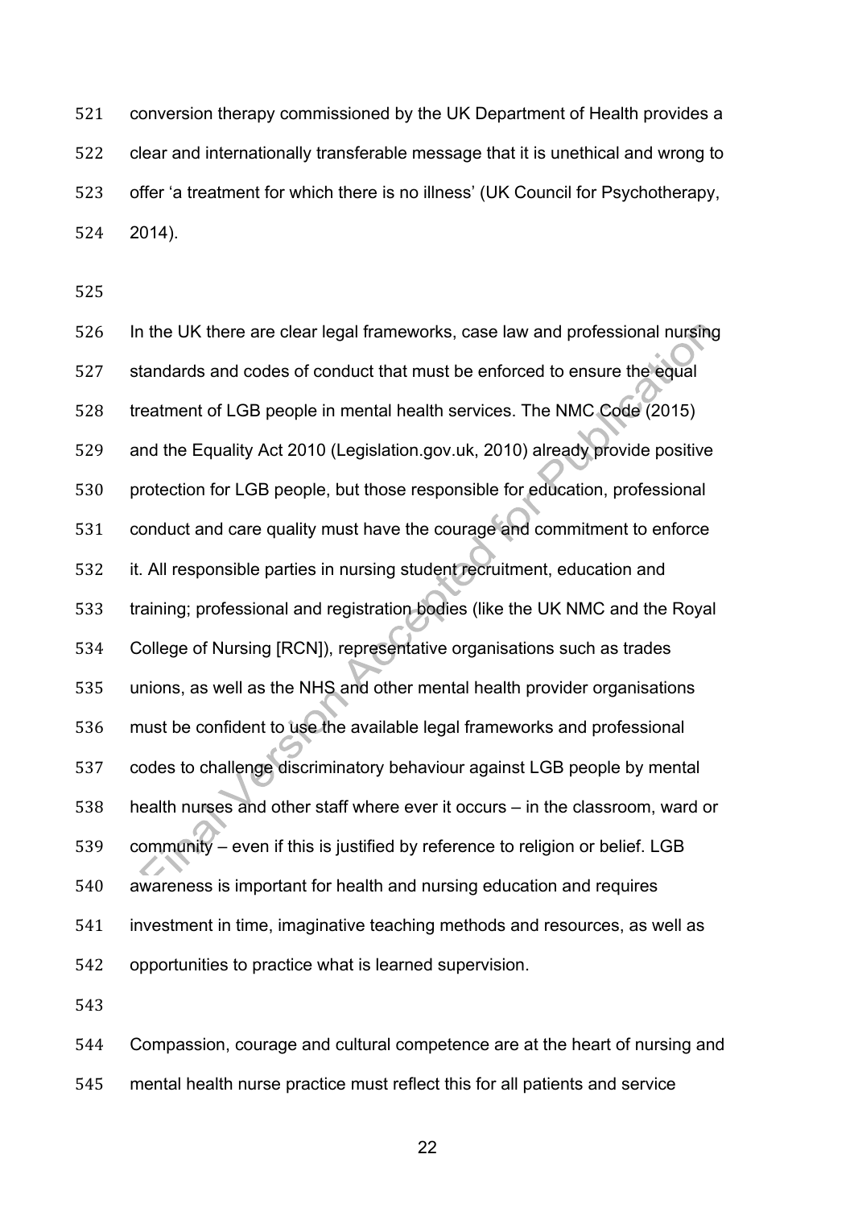conversion therapy commissioned by the UK Department of Health provides a clear and internationally transferable message that it is unethical and wrong to offer 'a treatment for which there is no illness' (UK Council for Psychotherapy, 2014).

In the UK there are clear legal frameworks, case law and professional nursing standards and codes of conduct that must be enforced to ensure the equal treatment of LGB people in mental health services. The NMC Code (2015) and the Equality Act 2010 (Legislation.gov.uk, 2010) already provide positive protection for LGB people, but those responsible for education, professional conduct and care quality must have the courage and commitment to enforce it. All responsible parties in nursing student recruitment, education and training; professional and registration bodies (like the UK NMC and the Royal College of Nursing [RCN]), representative organisations such as trades unions, as well as the NHS and other mental health provider organisations must be confident to use the available legal frameworks and professional codes to challenge discriminatory behaviour against LGB people by mental health nurses and other staff where ever it occurs – in the classroom, ward or community – even if this is justified by reference to religion or belief. LGB awareness is important for health and nursing education and requires investment in time, imaginative teaching methods and resources, as well as opportunities to practice what is learned supervision.

Compassion, courage and cultural competence are at the heart of nursing and mental health nurse practice must reflect this for all patients and service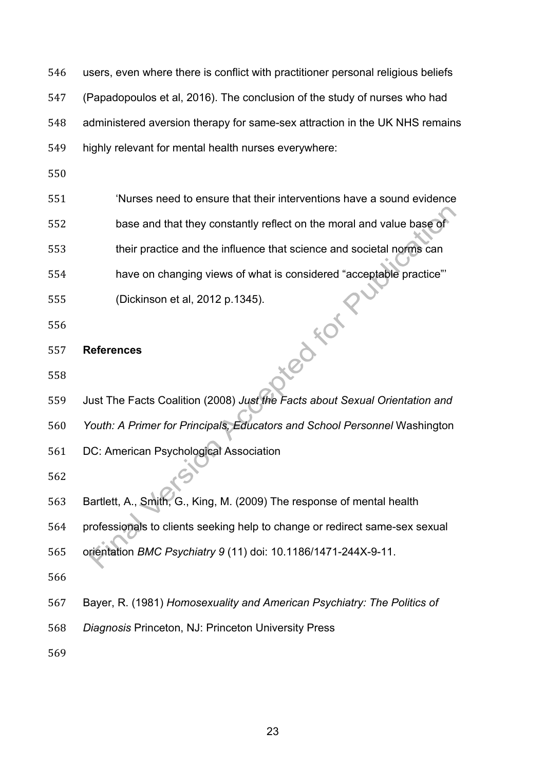users, even where there is conflict with practitioner personal religious beliefs (Papadopoulos et al, 2016). The conclusion of the study of nurses who had administered aversion therapy for same-sex attraction in the UK NHS remains highly relevant for mental health nurses everywhere:

> 'Nurses need to ensure that their interventions have a sound evidence base and that they constantly reflect on the moral and value base of their practice and the influence that science and societal norms can have on changing views of what is considered "acceptable practice"' (Dickinson et al, 2012 p.1345).

**References**

Just The Facts Coalition (2008) *Just the Facts about Sexual Orientation and Youth: A Primer for Principals, Educators and School Personnel* Washington DC: American Psychological Association

Bartlett, A., Smith, G., King, M. (2009) The response of mental health professionals to clients seeking help to change or redirect same-sex sexual orientation *BMC Psychiatry 9* (11) doi: 10.1186/1471-244X-9-11.

Bayer, R. (1981) *Homosexuality and American Psychiatry: The Politics of Diagnosis* Princeton, NJ: Princeton University Press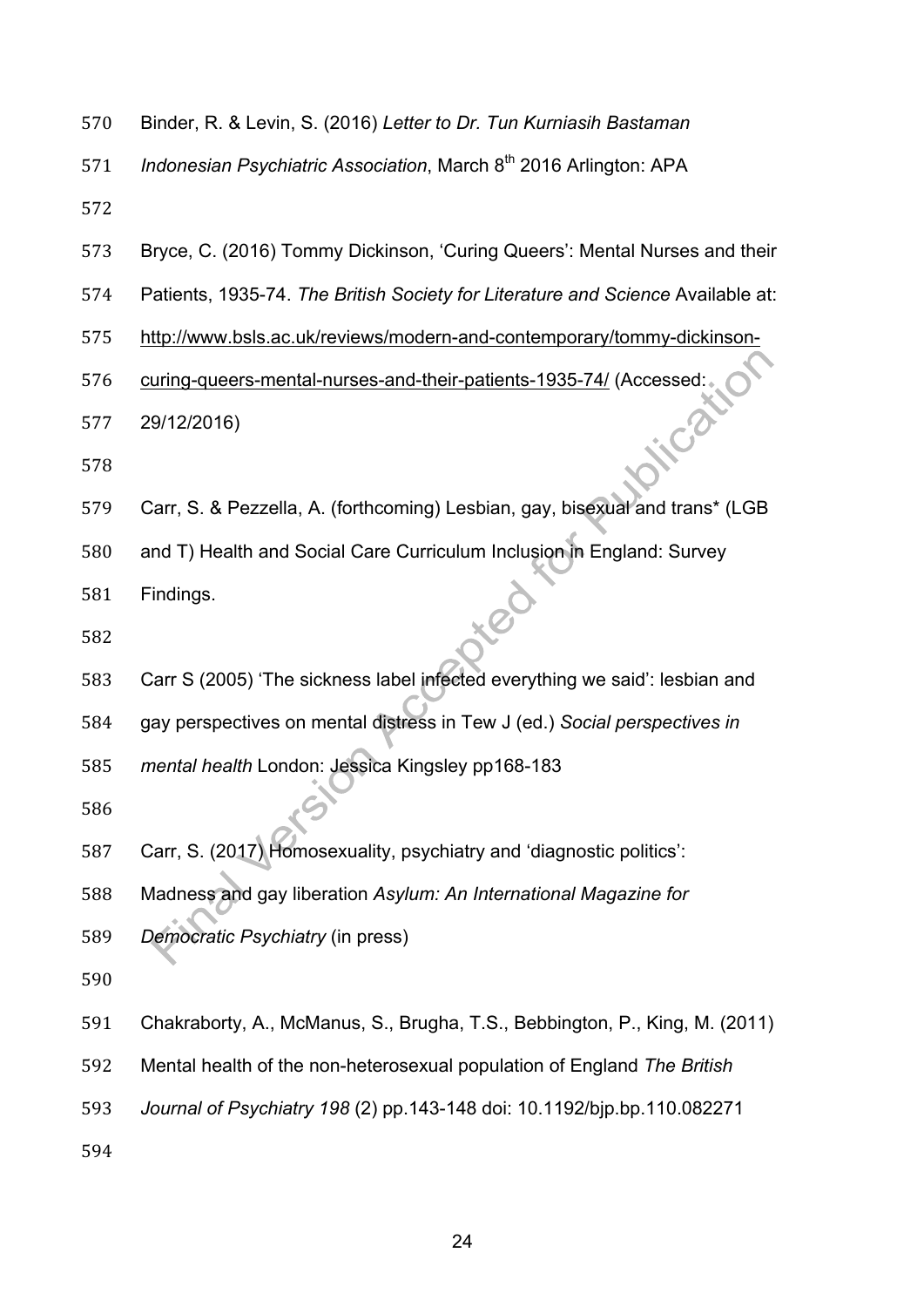Binder, R. & Levin, S. (2016) *Letter to Dr. Tun Kurniasih Bastaman Indonesian Psychiatric Association*, March 8th 2016 Arlington: APA

Bryce, C. (2016) Tommy Dickinson, 'Curing Queers': Mental Nurses and their Patients, 1935-74. *The British Society for Literature and Science* Available at: http://www.bsls.ac.uk/reviews/modern-and-contemporary/tommy-dickinson-curing-queers-mental-nurses-and-their-patients-1935-74/ (Accessed: 29/12/2016)

Carr, S. & Pezzella, A. (forthcoming) Lesbian, gay, bisexual and trans* (LGB and T) Health and Social Care Curriculum Inclusion in England: Survey Findings.

Carr S (2005) 'The sickness label infected everything we said': lesbian and gay perspectives on mental distress in Tew J (ed.) *Social perspectives in mental health* London: Jessica Kingsley pp168-183

Carr, S. (2017) Homosexuality, psychiatry and 'diagnostic politics': Madness and gay liberation *Asylum: An International Magazine for Democratic Psychiatry* (in press)

Chakraborty, A., McManus, S., Brugha, T.S., Bebbington, P., King, M. (2011) Mental health of the non-heterosexual population of England *The British Journal of Psychiatry 198* (2) pp.143-148 doi: 10.1192/bjp.bp.110.082271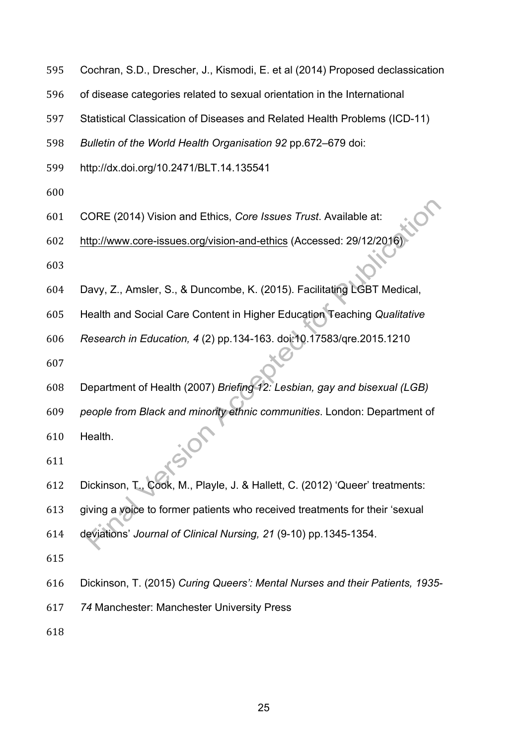Cochran, S.D., Drescher, J., Kismodi, E. et al (2014) Proposed declassication of disease categories related to sexual orientation in the International Statistical Classication of Diseases and Related Health Problems (ICD-11) *Bulletin of the World Health Organisation 92* pp.672–679 doi: http://dx.doi.org/10.2471/BLT.14.135541

CORE (2014) Vision and Ethics, *Core Issues Trust*. Available at: http://www.core-issues.org/vision-and-ethics (Accessed: 29/12/2016)

Davy, Z., Amsler, S., & Duncombe, K. (2015). Facilitating LGBT Medical, Health and Social Care Content in Higher Education Teaching *Qualitative Research in Education, 4* (2) pp.134-163. doi:10.17583/qre.2015.1210

Department of Health (2007) *Briefing 12: Lesbian, gay and bisexual (LGB) people from Black and minority ethnic communities*. London: Department of Health.

Dickinson, T., Cook, M., Playle, J. & Hallett, C. (2012) 'Queer' treatments: giving a voice to former patients who received treatments for their 'sexual deviations' *Journal of Clinical Nursing, 21* (9-10) pp.1345-1354.

Dickinson, T. (2015) *Curing Queers': Mental Nurses and their Patients, 1935-74* Manchester: Manchester University Press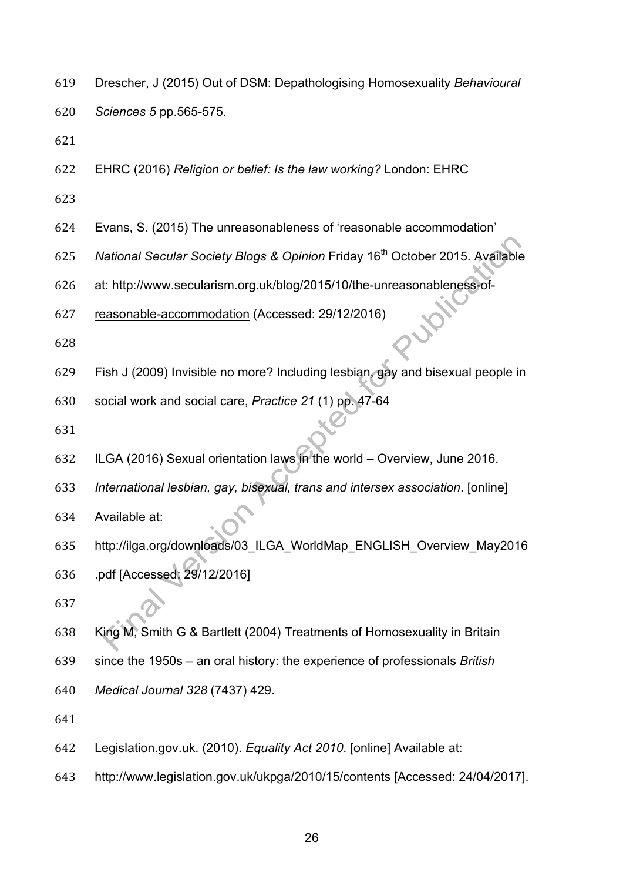Drescher, J (2015) Out of DSM: Depathologising Homosexuality *Behavioural Sciences 5* pp.565-575.

EHRC (2016) *Religion or belief: Is the law working?* London: EHRC

Evans, S. (2015) The unreasonableness of 'reasonable accommodation' *National Secular Society Blogs & Opinion* Friday 16th October 2015. Available at: http://www.secularism.org.uk/blog/2015/10/the-unreasonableness-of-reasonable-accommodation (Accessed: 29/12/2016)

Fish J (2009) Invisible no more? Including lesbian, gay and bisexual people in social work and social care, *Practice 21* (1) pp. 47-64

ILGA (2016) Sexual orientation laws in the world – Overview, June 2016. *International lesbian, gay, bisexual, trans and intersex association*. [online] Available at: http://ilga.org/downloads/03_ILGA_WorldMap_ENGLISH_Overview_May2016.pdf [Accessed: 29/12/2016]

King M, Smith G & Bartlett (2004) Treatments of Homosexuality in Britain since the 1950s – an oral history: the experience of professionals *British Medical Journal 328* (7437) 429.

Legislation.gov.uk. (2010). *Equality Act 2010*. [online] Available at: http://www.legislation.gov.uk/ukpga/2010/15/contents [Accessed: 24/04/2017].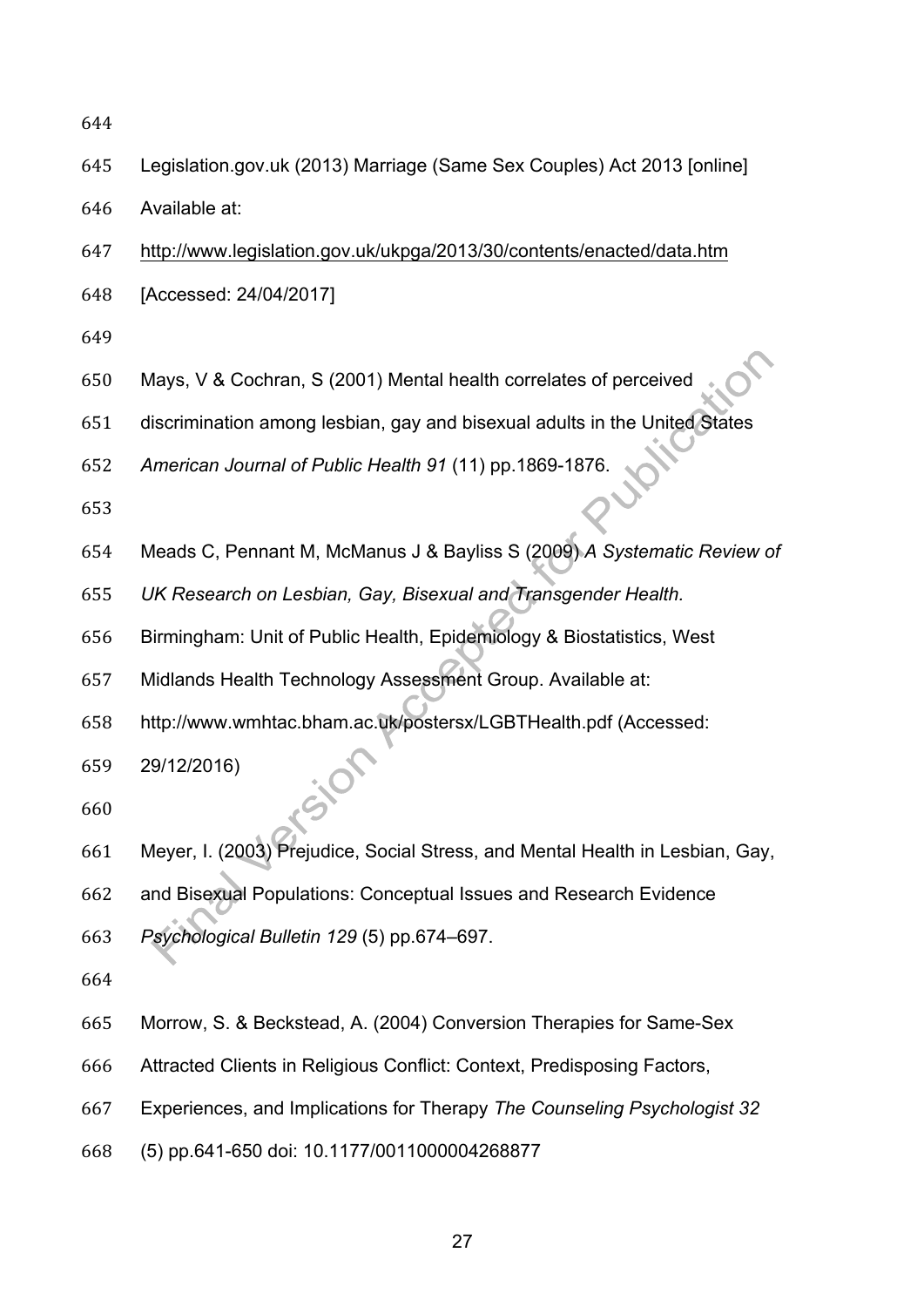Legislation.gov.uk (2013) Marriage (Same Sex Couples) Act 2013 [online] Available at: http://www.legislation.gov.uk/ukpga/2013/30/contents/enacted/data.htm [Accessed: 24/04/2017]

Mays, V & Cochran, S (2001) Mental health correlates of perceived discrimination among lesbian, gay and bisexual adults in the United States *American Journal of Public Health 91* (11) pp.1869-1876.

Meads C, Pennant M, McManus J & Bayliss S (2009) *A Systematic Review of UK Research on Lesbian, Gay, Bisexual and Transgender Health.* Birmingham: Unit of Public Health, Epidemiology & Biostatistics, West Midlands Health Technology Assessment Group. Available at: http://www.wmhtac.bham.ac.uk/postersx/LGBTHealth.pdf (Accessed: 29/12/2016)

Meyer, I. (2003) Prejudice, Social Stress, and Mental Health in Lesbian, Gay, and Bisexual Populations: Conceptual Issues and Research Evidence *Psychological Bulletin 129* (5) pp.674–697.

Morrow, S. & Beckstead, A. (2004) Conversion Therapies for Same-Sex Attracted Clients in Religious Conflict: Context, Predisposing Factors, Experiences, and Implications for Therapy *The Counseling Psychologist 32* (5) pp.641-650 doi: 10.1177/0011000004268877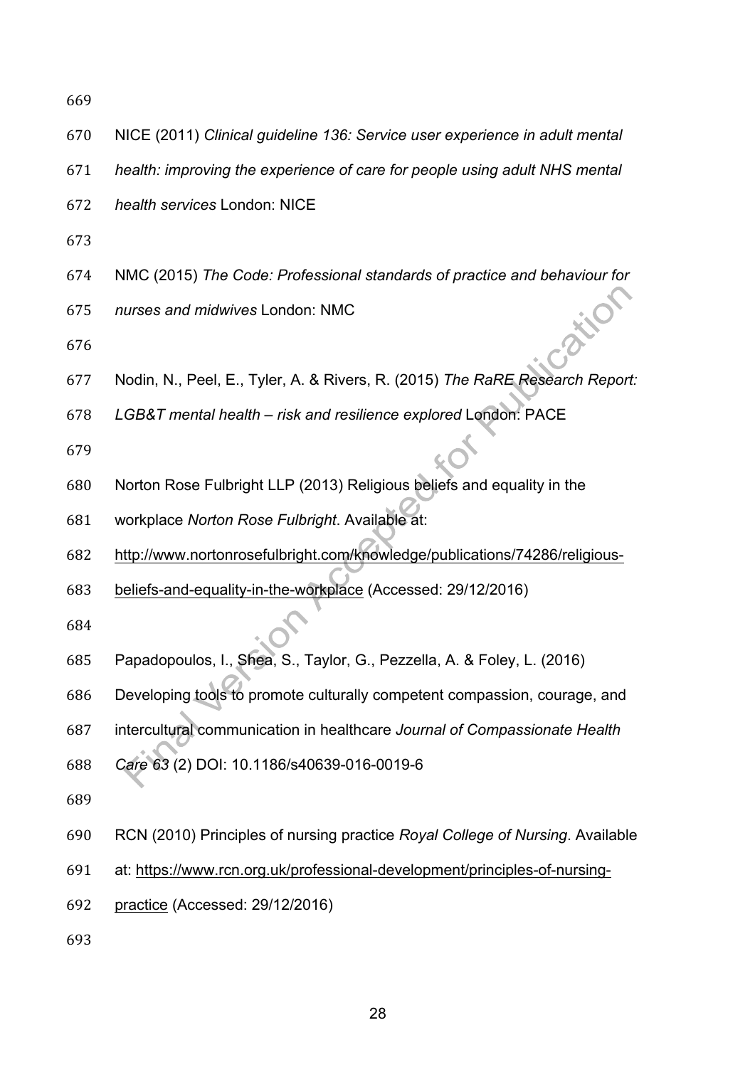NICE (2011) *Clinical guideline 136: Service user experience in adult mental health: improving the experience of care for people using adult NHS mental health services* London: NICE

NMC (2015) *The Code: Professional standards of practice and behaviour for nurses and midwives* London: NMC

Nodin, N., Peel, E., Tyler, A. & Rivers, R. (2015) *The RaRE Research Report: LGB&T mental health – risk and resilience explored* London: PACE

Norton Rose Fulbright LLP (2013) Religious beliefs and equality in the workplace *Norton Rose Fulbright*. Available at: http://www.nortonrosefulbright.com/knowledge/publications/74286/religious-beliefs-and-equality-in-the-workplace (Accessed: 29/12/2016)

Papadopoulos, I., Shea, S., Taylor, G., Pezzella, A. & Foley, L. (2016) Developing tools to promote culturally competent compassion, courage, and intercultural communication in healthcare *Journal of Compassionate Health Care 63* (2) DOI: 10.1186/s40639-016-0019-6

RCN (2010) Principles of nursing practice *Royal College of Nursing*. Available at: https://www.rcn.org.uk/professional-development/principles-of-nursing-practice (Accessed: 29/12/2016)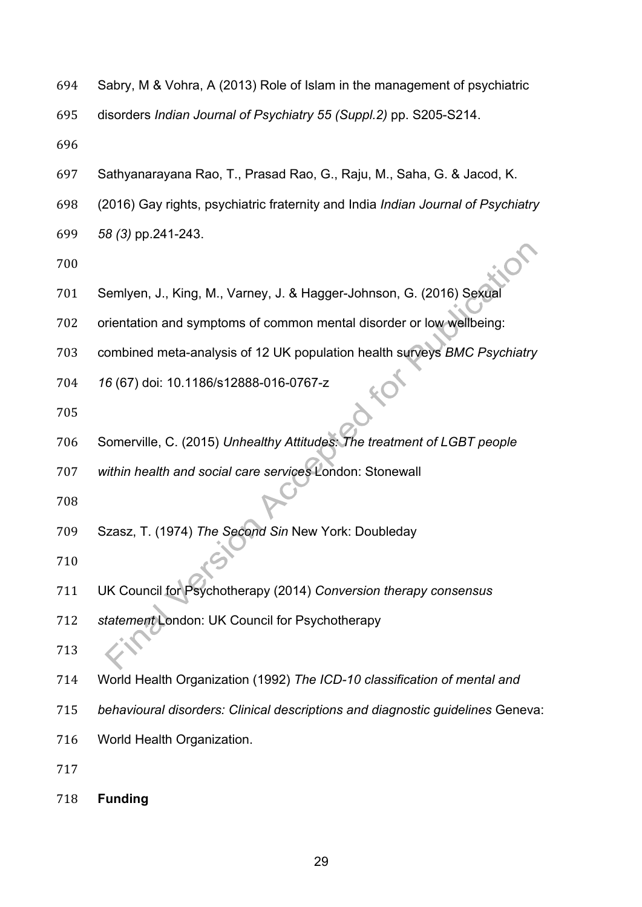Sabry, M & Vohra, A (2013) Role of Islam in the management of psychiatric disorders *Indian Journal of Psychiatry 55 (Suppl.2)* pp. S205-S214.

Sathyanarayana Rao, T., Prasad Rao, G., Raju, M., Saha, G. & Jacod, K. (2016) Gay rights, psychiatric fraternity and India *Indian Journal of Psychiatry 58 (3)* pp.241-243.

Semlyen, J., King, M., Varney, J. & Hagger-Johnson, G. (2016) Sexual orientation and symptoms of common mental disorder or low wellbeing: combined meta-analysis of 12 UK population health surveys *BMC Psychiatry 16* (67) doi: 10.1186/s12888-016-0767-z

Somerville, C. (2015) *Unhealthy Attitudes: The treatment of LGBT people within health and social care services* London: Stonewall

Szasz, T. (1974) *The Second Sin* New York: Doubleday

UK Council for Psychotherapy (2014) *Conversion therapy consensus statement* London: UK Council for Psychotherapy

World Health Organization (1992) *The ICD-10 classification of mental and behavioural disorders: Clinical descriptions and diagnostic guidelines* Geneva: World Health Organization.

**Funding**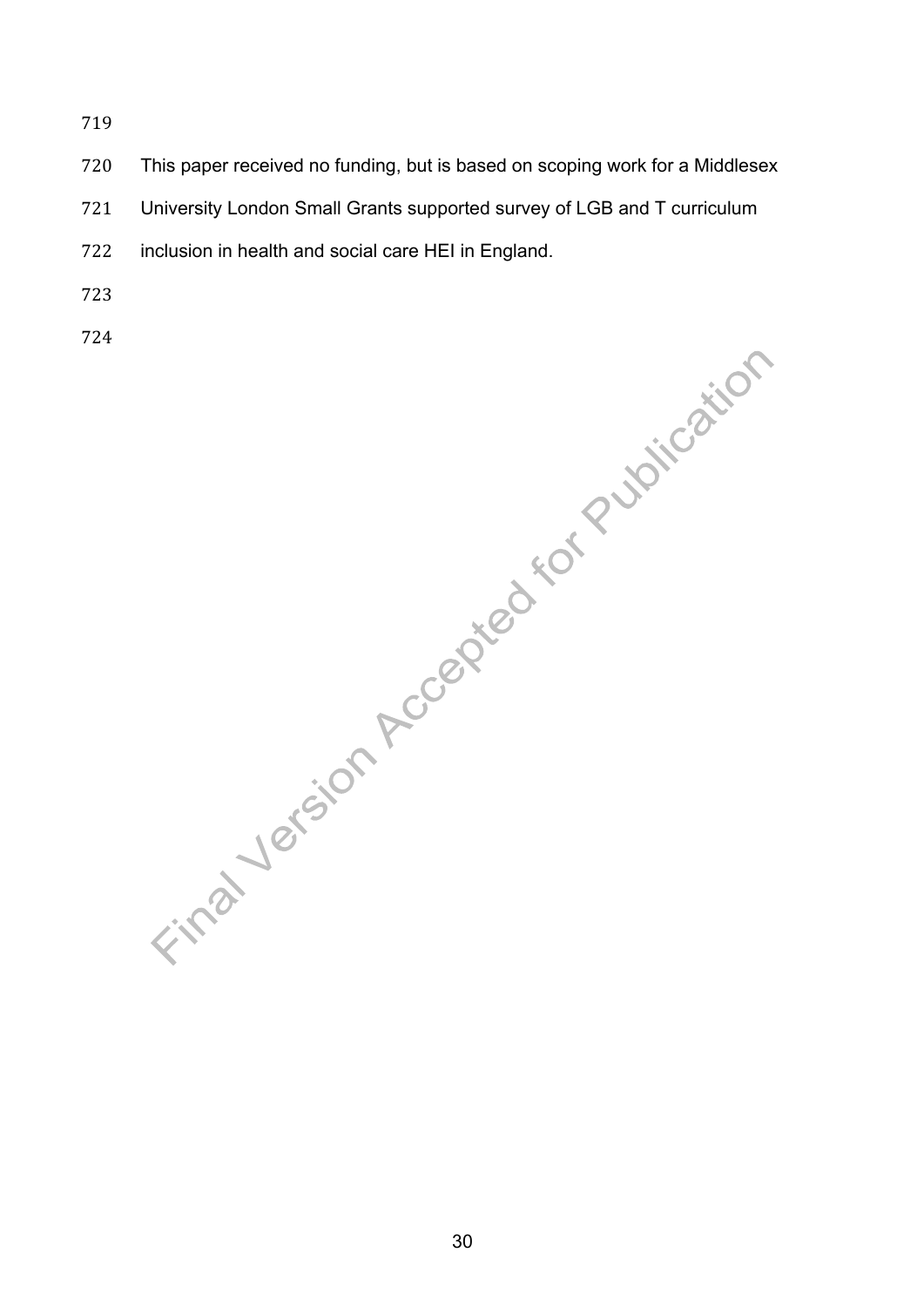This paper received no funding, but is based on scoping work for a Middlesex University London Small Grants supported survey of LGB and T curriculum inclusion in health and social care HEI in England.